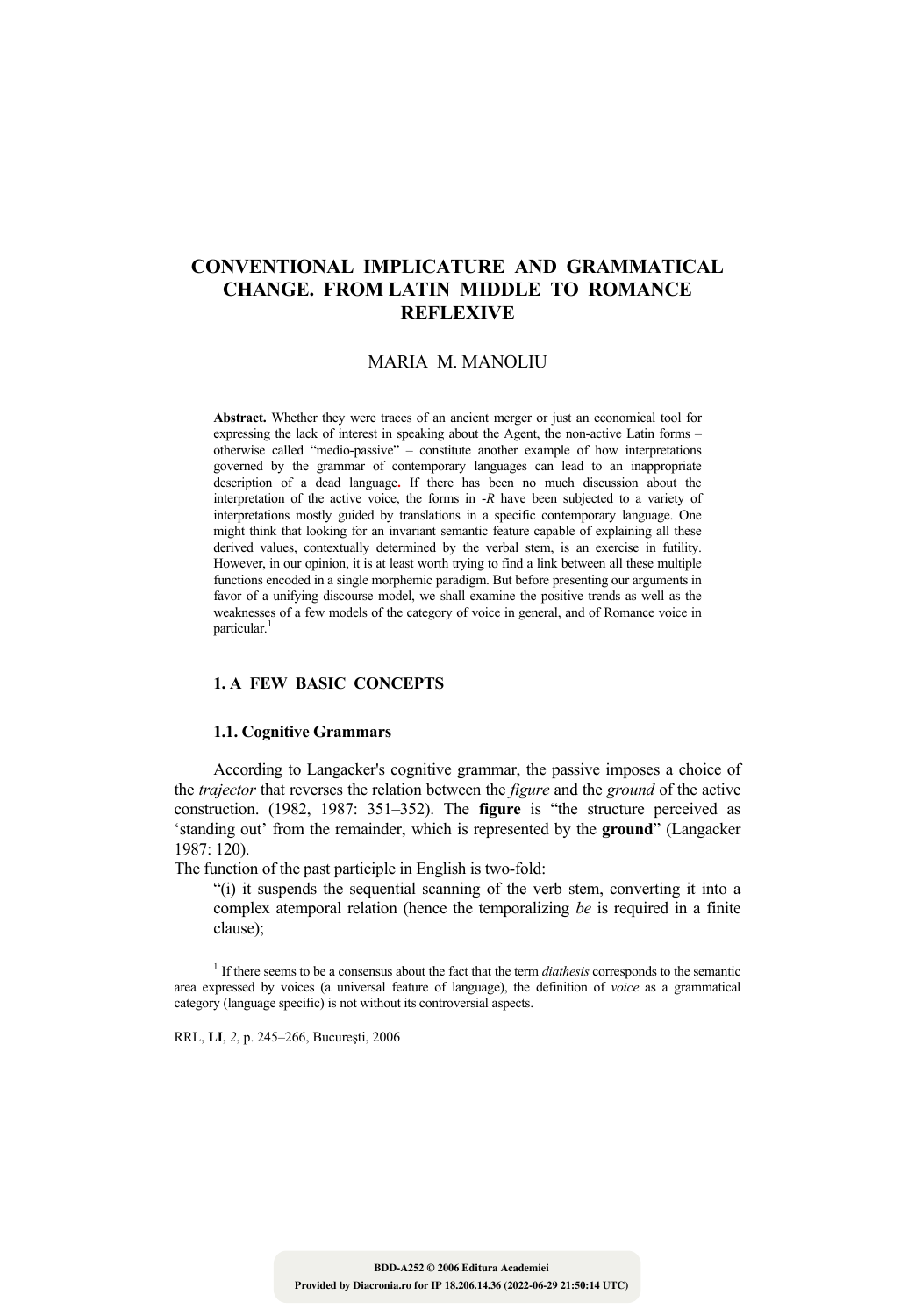# CONVENTIONAL IMPLICATURE AND GRAMMATICAL CHANGE. FROM LATIN MIDDLE TO ROMANCE REFLEXIVE

MARIA M. MANOLIU

**Abstract.** Whether they were traces of an ancient merger or just an economical tool for expressing the lack of interest in speaking about the Agent, the non-active Latin forms – otherwise called "medio-passive" – constitute another example of how interpretations governed by the grammar of contemporary languages can lead to an inappropriate description of a dead language. If there has been no much discussion about the interpretation of the active voice, the forms in *-R* have been subjected to a variety of interpretations mostly guided by translations in a specific contemporary language. One might think that looking for an invariant semantic feature capable of explaining all these derived values, contextually determined by the verbal stem, is an exercise in futility. However, in our opinion, it is at least worth trying to find a link between all these multiple functions encoded in a single morphemic paradigm. But before presenting our arguments in favor of a unifying discourse model, we shall examine the positive trends as well as the weaknesses of a few models of the category of voice in general, and of Romance voice in particular.[1]

## 1. A FEW BASIC CONCEPTS

### 1.1. Cognitive Grammars

According to Langacker's cognitive grammar, the passive imposes a choice of the *trajector* that reverses the relation between the *figure* and the *ground* of the active construction. (1982, 1987: 351–352). The **figure** is "the structure perceived as 'standing out' from the remainder, which is represented by the **ground**" (Langacker 1987: 120).

The function of the past participle in English is two-fold:

"(i) it suspends the sequential scanning of the verb stem, converting it into a complex atemporal relation (hence the temporalizing *be* is required in a finite clause);

[1] If there seems to be a consensus about the fact that the term *diathesis* corresponds to the semantic area expressed by voices (a universal feature of language), the definition of *voice* as a grammatical category (language specific) is not without its controversial aspects.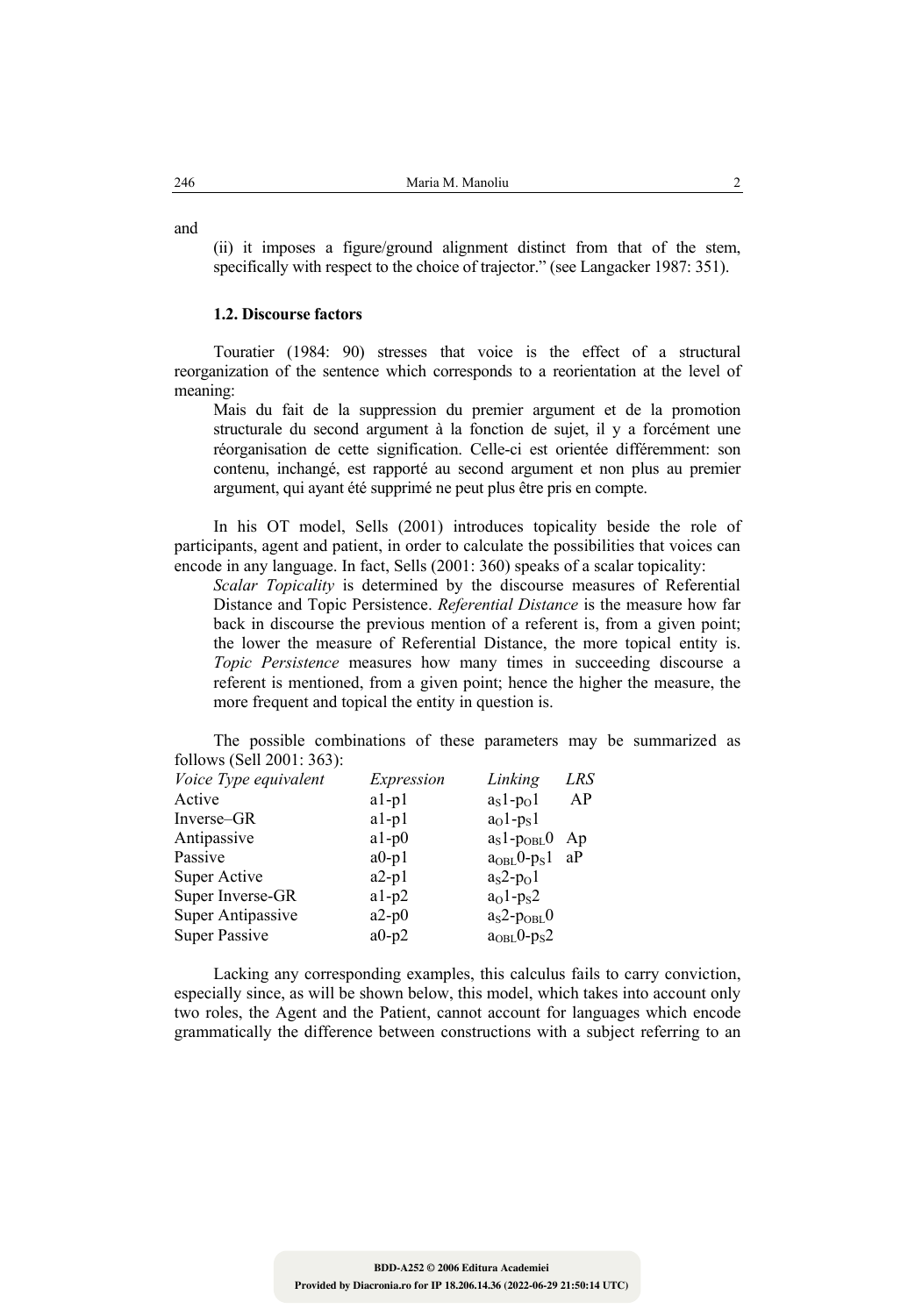and

> (ii) it imposes a figure/ground alignment distinct from that of the stem, specifically with respect to the choice of trajector." (see Langacker 1987: 351).

### 1.2. Discourse factors

Touratier (1984: 90) stresses that voice is the effect of a structural reorganization of the sentence which corresponds to a reorientation at the level of meaning:

> Mais du fait de la suppression du premier argument et de la promotion structurale du second argument à la fonction de sujet, il y a forcément une réorganisation de cette signification. Celle-ci est orientée différemment: son contenu, inchangé, est rapporté au second argument et non plus au premier argument, qui ayant été supprimé ne peut plus être pris en compte.

In his OT model, Sells (2001) introduces topicality beside the role of participants, agent and patient, in order to calculate the possibilities that voices can encode in any language. In fact, Sells (2001: 360) speaks of a scalar topicality:

> *Scalar Topicality* is determined by the discourse measures of Referential Distance and Topic Persistence. *Referential Distance* is the measure how far back in discourse the previous mention of a referent is, from a given point; the lower the measure of Referential Distance, the more topical entity is. *Topic Persistence* measures how many times in succeeding discourse a referent is mentioned, from a given point; hence the higher the measure, the more frequent and topical the entity in question is.

The possible combinations of these parameters may be summarized as follows (Sell 2001: 363):

| *Voice Type equivalent* | *Expression* | *Linking* | *LRS* |
|---|---|---|---|
| Active | a1-p1 | $a_S1$-$p_O1$ | AP |
| Inverse–GR | a1-p1 | $a_O1$-$p_S1$ | |
| Antipassive | a1-p0 | $a_S1$-$p_{OBL}0$ | Ap |
| Passive | a0-p1 | $a_{OBL}0$-$p_S1$ | aP |
| Super Active | a2-p1 | $a_S2$-$p_O1$ | |
| Super Inverse-GR | a1-p2 | $a_O1$-$p_S2$ | |
| Super Antipassive | a2-p0 | $a_S2$-$p_{OBL}0$ | |
| Super Passive | a0-p2 | $a_{OBL}0$-$p_S2$ | |

Lacking any corresponding examples, this calculus fails to carry conviction, especially since, as will be shown below, this model, which takes into account only two roles, the Agent and the Patient, cannot account for languages which encode grammatically the difference between constructions with a subject referring to an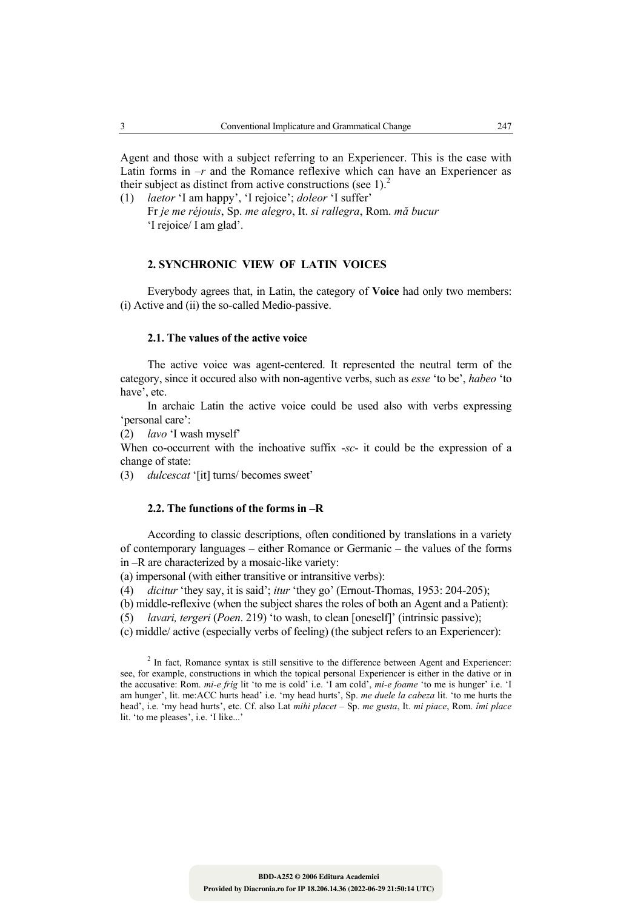Agent and those with a subject referring to an Experiencer. This is the case with Latin forms in *–r* and the Romance reflexive which can have an Experiencer as their subject as distinct from active constructions (see 1).[2]

(1) *laetor* 'I am happy', 'I rejoice'; *doleor* 'I suffer'
Fr *je me réjouis*, Sp. *me alegro*, It. *si rallegra*, Rom. *mă bucur*
'I rejoice/ I am glad'.

## 2. SYNCHRONIC VIEW OF LATIN VOICES

Everybody agrees that, in Latin, the category of **Voice** had only two members: (i) Active and (ii) the so-called Medio-passive.

### 2.1. The values of the active voice

The active voice was agent-centered. It represented the neutral term of the category, since it occured also with non-agentive verbs, such as *esse* 'to be', *habeo* 'to have', etc.

In archaic Latin the active voice could be used also with verbs expressing 'personal care':

(2) *lavo* 'I wash myself'

When co-occurrent with the inchoative suffix *-sc-* it could be the expression of a change of state:

(3) *dulcescat* '[it] turns/ becomes sweet'

### 2.2. The functions of the forms in –R

According to classic descriptions, often conditioned by translations in a variety of contemporary languages – either Romance or Germanic – the values of the forms in –R are characterized by a mosaic-like variety:

(a) impersonal (with either transitive or intransitive verbs):

(4) *dicitur* 'they say, it is said'; *itur* 'they go' (Ernout-Thomas, 1953: 204-205);

(b) middle-reflexive (when the subject shares the roles of both an Agent and a Patient):

(5) *lavari, tergeri* (*Poen*. 219) 'to wash, to clean [oneself]' (intrinsic passive);

(c) middle/ active (especially verbs of feeling) (the subject refers to an Experiencer):

[2] In fact, Romance syntax is still sensitive to the difference between Agent and Experiencer: see, for example, constructions in which the topical personal Experiencer is either in the dative or in the accusative: Rom. *mi-e frig* lit 'to me is cold' i.e. 'I am cold', *mi-e foame* 'to me is hunger' i.e. 'I am hunger', lit. me:ACC hurts head' i.e. 'my head hurts', Sp. *me duele la cabeza* lit. 'to me hurts the head', i.e. 'my head hurts', etc. Cf. also Lat *mihi placet* – Sp. *me gusta*, It. *mi piace*, Rom. *îmi place* lit. 'to me pleases', i.e. 'I like...'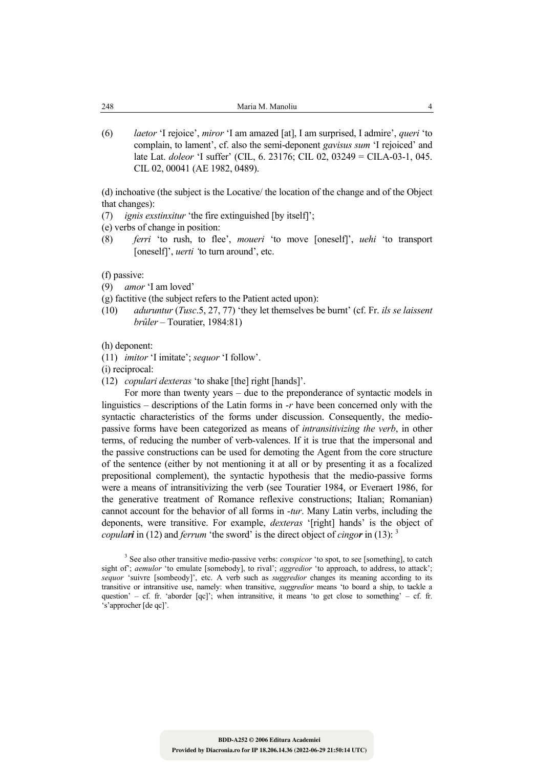(6) *laetor* 'I rejoice', *miror* 'I am amazed [at], I am surprised, I admire', *queri* 'to complain, to lament', cf. also the semi-deponent *gavisus sum* 'I rejoiced' and late Lat. *doleor* 'I suffer' (CIL, 6. 23176; CIL 02, 03249 = CILA-03-1, 045. CIL 02, 00041 (AE 1982, 0489).

(d) inchoative (the subject is the Locative/ the location of the change and of the Object that changes):

(7) *ignis exstinxitur* 'the fire extinguished [by itself]';

(e) verbs of change in position:

(8) *ferri* 'to rush, to flee', *moueri* 'to move [oneself]', *uehi* 'to transport [oneself]', *uerti* 'to turn around', etc.

(f) passive:

(9) *amor* 'I am loved'

(g) factitive (the subject refers to the Patient acted upon):

(10) *aduruntur* (*Tusc*.5, 27, 77) 'they let themselves be burnt' (cf. Fr. *ils se laissent brûler* – Touratier, 1984:81)

(h) deponent:

(11) *imitor* 'I imitate'; *sequor* 'I follow'.

(i) reciprocal:

(12) *copulari dexteras* 'to shake [the] right [hands]'.

For more than twenty years – due to the preponderance of syntactic models in linguistics – descriptions of the Latin forms in -*r* have been concerned only with the syntactic characteristics of the forms under discussion. Consequently, the medio-passive forms have been categorized as means of *intransitivizing the verb*, in other terms, of reducing the number of verb-valences. If it is true that the impersonal and the passive constructions can be used for demoting the Agent from the core structure of the sentence (either by not mentioning it at all or by presenting it as a focalized prepositional complement), the syntactic hypothesis that the medio-passive forms were a means of intransitivizing the verb (see Touratier 1984, or Everaert 1986, for the generative treatment of Romance reflexive constructions; Italian; Romanian) cannot account for the behavior of all forms in -*tur*. Many Latin verbs, including the deponents, were transitive. For example, *dexteras* '[right] hands' is the object of *copula**ri*** in (12) and *ferrum* 'the sword' is the direct object of *cingo**r*** in (13): [3]

[3] See also other transitive medio-passive verbs: *conspicor* 'to spot, to see [something], to catch sight of'; *aemulor* 'to emulate [somebody], to rival'; *aggredior* 'to approach, to address, to attack'; *sequor* 'suivre [sombeody]', etc. A verb such as *suggredior* changes its meaning according to its transitive or intransitive use, namely: when transitive, *suggredior* means 'to board a ship, to tackle a question' – cf. fr. 'aborder [qc]'; when intransitive, it means 'to get close to something' – cf. fr. 's'approcher [de qc]'.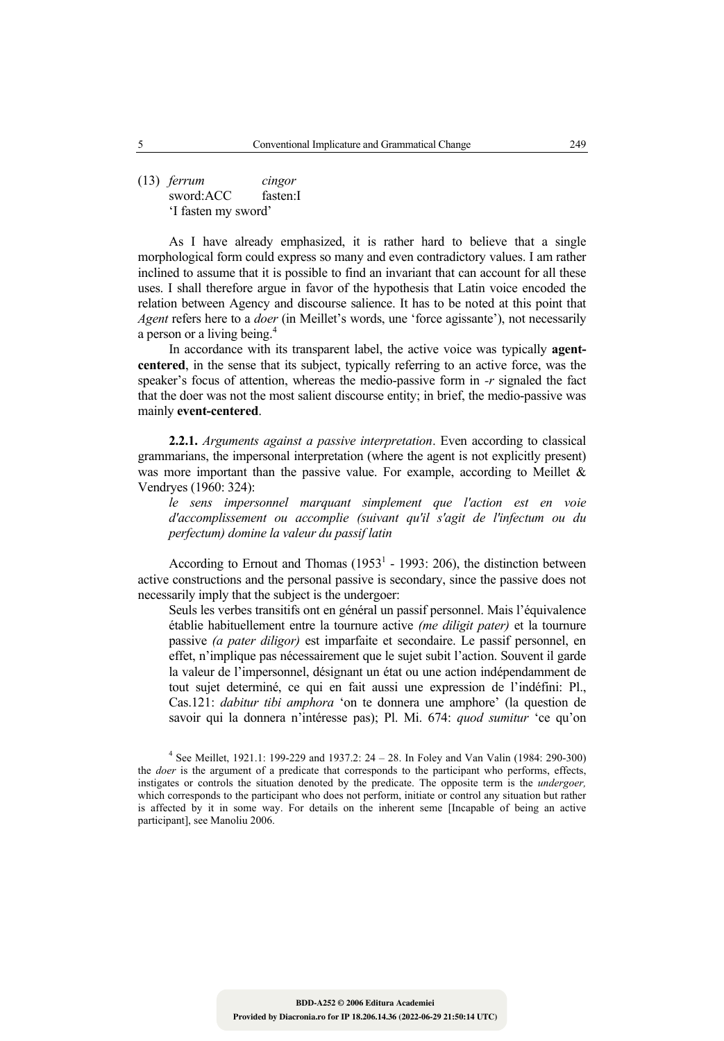(13) *ferrum* *cingor*
sword:ACC fasten:I
'I fasten my sword'

As I have already emphasized, it is rather hard to believe that a single morphological form could express so many and even contradictory values. I am rather inclined to assume that it is possible to find an invariant that can account for all these uses. I shall therefore argue in favor of the hypothesis that Latin voice encoded the relation between Agency and discourse salience. It has to be noted at this point that *Agent* refers here to a *doer* (in Meillet's words, une 'force agissante'), not necessarily a person or a living being.[4]

In accordance with its transparent label, the active voice was typically **agent-centered**, in the sense that its subject, typically referring to an active force, was the speaker's focus of attention, whereas the medio-passive form in *-r* signaled the fact that the doer was not the most salient discourse entity; in brief, the medio-passive was mainly **event-centered**.

**2.2.1.** *Arguments against a passive interpretation*. Even according to classical grammarians, the impersonal interpretation (where the agent is not explicitly present) was more important than the passive value. For example, according to Meillet & Vendryes (1960: 324):

> *le sens impersonnel marquant simplement que l'action est en voie d'accomplissement ou accomplie (suivant qu'il s'agit de l'infectum ou du perfectum) domine la valeur du passif latin*

According to Ernout and Thomas (1953[1] - 1993: 206), the distinction between active constructions and the personal passive is secondary, since the passive does not necessarily imply that the subject is the undergoer:

> Seuls les verbes transitifs ont en général un passif personnel. Mais l'équivalence établie habituellement entre la tournure active *(me diligit pater)* et la tournure passive *(a pater diligor)* est imparfaite et secondaire. Le passif personnel, en effet, n'implique pas nécessairement que le sujet subit l'action. Souvent il garde la valeur de l'impersonnel, désignant un état ou une action indépendamment de tout sujet determiné, ce qui en fait aussi une expression de l'indéfini: Pl., Cas.121: *dabitur tibi amphora* 'on te donnera une amphore' (la question de savoir qui la donnera n'intéresse pas); Pl. Mi. 674: *quod sumitur* 'ce qu'on

---

[4] See Meillet, 1921.1: 199-229 and 1937.2: 24 – 28. In Foley and Van Valin (1984: 290-300) the *doer* is the argument of a predicate that corresponds to the participant who performs, effects, instigates or controls the situation denoted by the predicate. The opposite term is the *undergoer,* which corresponds to the participant who does not perform, initiate or control any situation but rather is affected by it in some way. For details on the inherent seme [Incapable of being an active participant], see Manoliu 2006.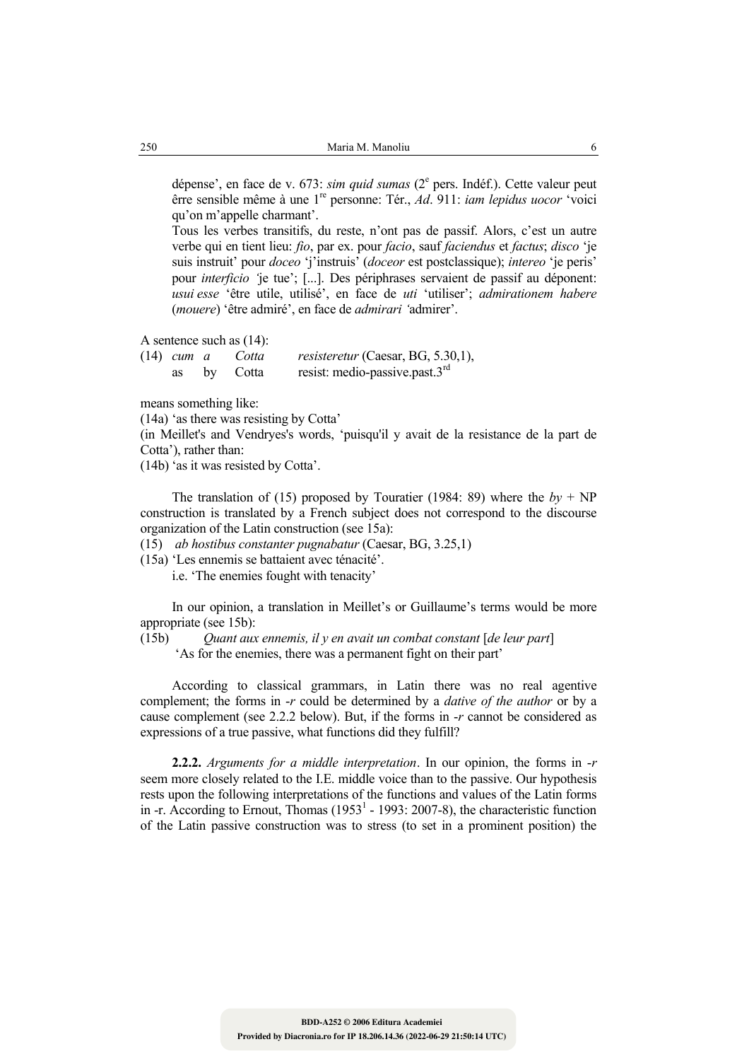dépense', en face de v. 673: *sim quid sumas* (2[e] pers. Indéf.). Cette valeur peut êrre sensible même à une 1[re] personne: Tér., *Ad*. 911: *iam lepidus uocor* 'voici qu'on m'appelle charmant'.

Tous les verbes transitifs, du reste, n'ont pas de passif. Alors, c'est un autre verbe qui en tient lieu: *fio*, par ex. pour *facio*, sauf *faciendus* et *factus*; *disco* 'je suis instruit' pour *doceo* 'j'instruis' (*doceor* est postclassique); *intereo* 'je peris' pour *interficio* 'je tue'; [...]. Des périphrases servaient de passif au déponent: *usui esse* 'être utile, utilisé', en face de *uti* 'utiliser'; *admirationem habere* (*mouere*) 'être admiré', en face de *admirari* 'admirer'.

A sentence such as (14):

(14) *cum a Cotta resisteretur* (Caesar, BG, 5.30,1),
 as by Cotta resist: medio-passive.past.3[rd]

means something like:

(14a) 'as there was resisting by Cotta'

(in Meillet's and Vendryes's words, 'puisqu'il y avait de la resistance de la part de Cotta'), rather than:

(14b) 'as it was resisted by Cotta'.

The translation of (15) proposed by Touratier (1984: 89) where the *by* + NP construction is translated by a French subject does not correspond to the discourse organization of the Latin construction (see 15a):

(15) *ab hostibus constanter pugnabatur* (Caesar, BG, 3.25,1)

(15a) 'Les ennemis se battaient avec ténacité'.
 i.e. 'The enemies fought with tenacity'

In our opinion, a translation in Meillet's or Guillaume's terms would be more appropriate (see 15b):

(15b) *Quant aux ennemis, il y en avait un combat constant* [*de leur part*]
 'As for the enemies, there was a permanent fight on their part'

According to classical grammars, in Latin there was no real agentive complement; the forms in *-r* could be determined by a *dative of the author* or by a cause complement (see 2.2.2 below). But, if the forms in *-r* cannot be considered as expressions of a true passive, what functions did they fulfill?

**2.2.2.** *Arguments for a middle interpretation*. In our opinion, the forms in *-r* seem more closely related to the I.E. middle voice than to the passive. Our hypothesis rests upon the following interpretations of the functions and values of the Latin forms in -r. According to Ernout, Thomas (1953[1] - 1993: 2007-8), the characteristic function of the Latin passive construction was to stress (to set in a prominent position) the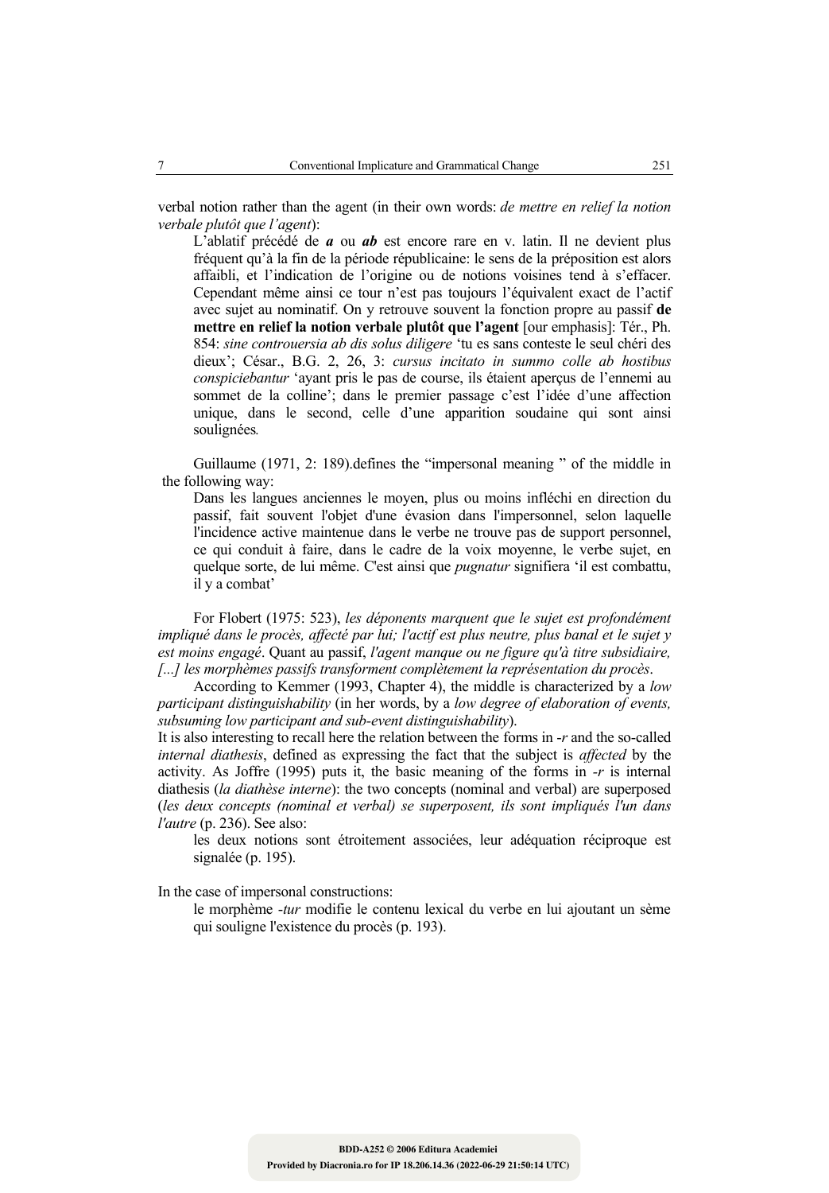verbal notion rather than the agent (in their own words: *de mettre en relief la notion verbale plutôt que l'agent*):

> L'ablatif précédé de ***a*** ou ***ab*** est encore rare en v. latin. Il ne devient plus fréquent qu'à la fin de la période républicaine: le sens de la préposition est alors affaibli, et l'indication de l'origine ou de notions voisines tend à s'effacer. Cependant même ainsi ce tour n'est pas toujours l'équivalent exact de l'actif avec sujet au nominatif. On y retrouve souvent la fonction propre au passif **de mettre en relief la notion verbale plutôt que l'agent** [our emphasis]: Tér., Ph. 854: *sine controuersia ab dis solus diligere* 'tu es sans conteste le seul chéri des dieux'; César., B.G. 2, 26, 3: *cursus incitato in summo colle ab hostibus conspiciebantur* 'ayant pris le pas de course, ils étaient aperçus de l'ennemi au sommet de la colline'; dans le premier passage c'est l'idée d'une affection unique, dans le second, celle d'une apparition soudaine qui sont ainsi soulignées.

Guillaume (1971, 2: 189).defines the "impersonal meaning " of the middle in the following way:

> Dans les langues anciennes le moyen, plus ou moins infléchi en direction du passif, fait souvent l'objet d'une évasion dans l'impersonnel, selon laquelle l'incidence active maintenue dans le verbe ne trouve pas de support personnel, ce qui conduit à faire, dans le cadre de la voix moyenne, le verbe sujet, en quelque sorte, de lui même. C'est ainsi que *pugnatur* signifiera 'il est combattu, il y a combat'

For Flobert (1975: 523), *les déponents marquent que le sujet est profondément impliqué dans le procès, affecté par lui; l'actif est plus neutre, plus banal et le sujet y est moins engagé*. Quant au passif, *l'agent manque ou ne figure qu'à titre subsidiaire, [...] les morphèmes passifs transforment complètement la représentation du procès*.

According to Kemmer (1993, Chapter 4), the middle is characterized by a *low participant distinguishability* (in her words, by a *low degree of elaboration of events, subsuming low participant and sub-event distinguishability*).

It is also interesting to recall here the relation between the forms in *-r* and the so-called *internal diathesis*, defined as expressing the fact that the subject is *affected* by the activity. As Joffre (1995) puts it, the basic meaning of the forms in *-r* is internal diathesis (*la diathèse interne*): the two concepts (nominal and verbal) are superposed (*les deux concepts (nominal et verbal) se superposent, ils sont impliqués l'un dans l'autre* (p. 236). See also:

> les deux notions sont étroitement associées, leur adéquation réciproque est signalée (p. 195).

In the case of impersonal constructions:

> le morphème *-tur* modifie le contenu lexical du verbe en lui ajoutant un sème qui souligne l'existence du procès (p. 193).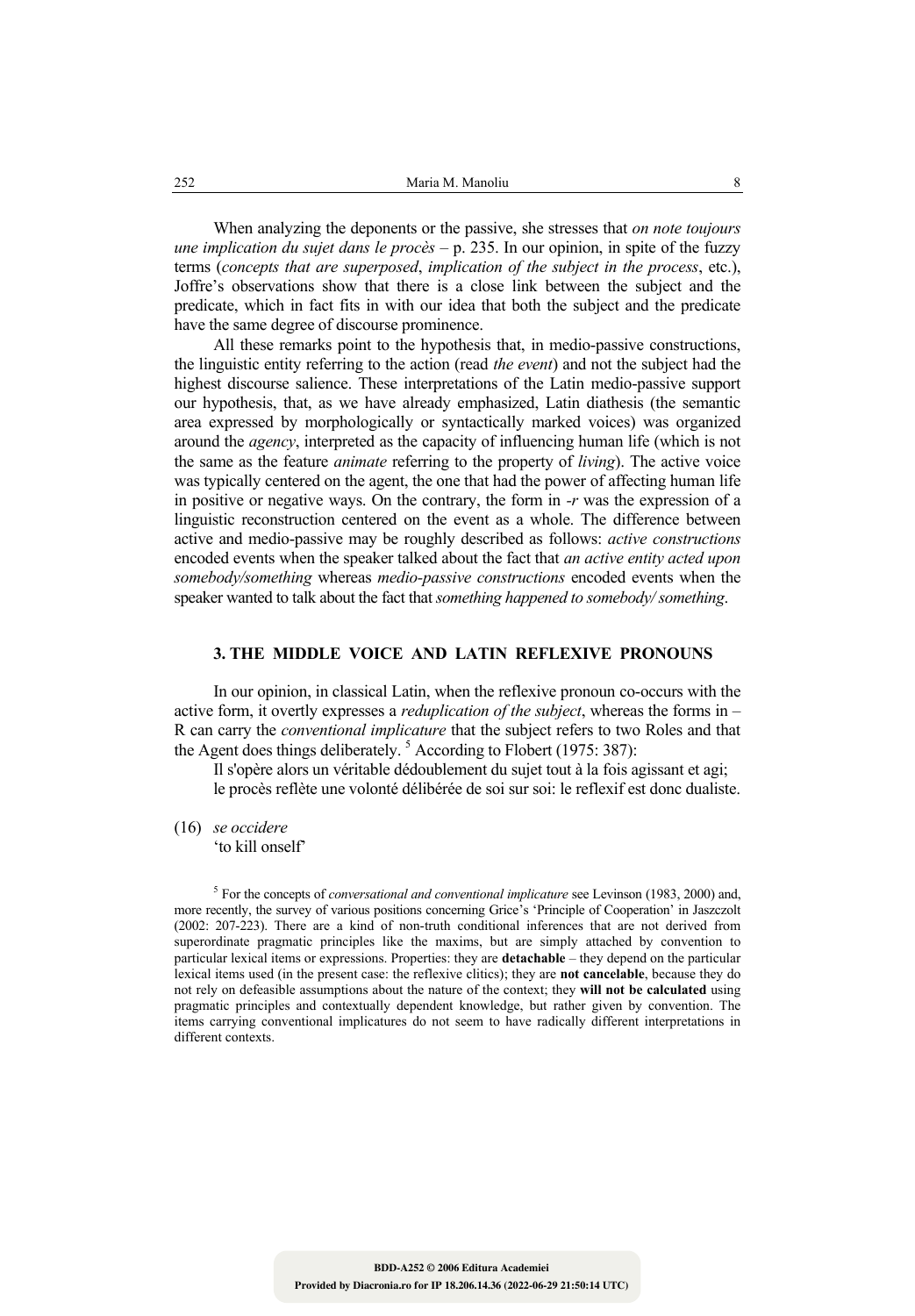When analyzing the deponents or the passive, she stresses that *on note toujours une implication du sujet dans le procès* – p. 235. In our opinion, in spite of the fuzzy terms (*concepts that are superposed*, *implication of the subject in the process*, etc.), Joffre's observations show that there is a close link between the subject and the predicate, which in fact fits in with our idea that both the subject and the predicate have the same degree of discourse prominence.

All these remarks point to the hypothesis that, in medio-passive constructions, the linguistic entity referring to the action (read *the event*) and not the subject had the highest discourse salience. These interpretations of the Latin medio-passive support our hypothesis, that, as we have already emphasized, Latin diathesis (the semantic area expressed by morphologically or syntactically marked voices) was organized around the *agency*, interpreted as the capacity of influencing human life (which is not the same as the feature *animate* referring to the property of *living*). The active voice was typically centered on the agent, the one that had the power of affecting human life in positive or negative ways. On the contrary, the form in *-r* was the expression of a linguistic reconstruction centered on the event as a whole. The difference between active and medio-passive may be roughly described as follows: *active constructions* encoded events when the speaker talked about the fact that *an active entity acted upon somebody/something* whereas *medio-passive constructions* encoded events when the speaker wanted to talk about the fact that *something happened to somebody/ something*.

## 3. THE MIDDLE VOICE AND LATIN REFLEXIVE PRONOUNS

In our opinion, in classical Latin, when the reflexive pronoun co-occurs with the active form, it overtly expresses a *reduplication of the subject*, whereas the forms in –R can carry the *conventional implicature* that the subject refers to two Roles and that the Agent does things deliberately. [5] According to Flobert (1975: 387):

> Il s'opère alors un véritable dédoublement du sujet tout à la fois agissant et agi; le procès reflète une volonté délibérée de soi sur soi: le reflexif est donc dualiste.

(16) *se occidere*
'to kill onself'

[5] For the concepts of *conversational and conventional implicature* see Levinson (1983, 2000) and, more recently, the survey of various positions concerning Grice's 'Principle of Cooperation' in Jaszczolt (2002: 207-223). There are a kind of non-truth conditional inferences that are not derived from superordinate pragmatic principles like the maxims, but are simply attached by convention to particular lexical items or expressions. Properties: they are **detachable** – they depend on the particular lexical items used (in the present case: the reflexive clitics); they are **not cancelable**, because they do not rely on defeasible assumptions about the nature of the context; they **will not be calculated** using pragmatic principles and contextually dependent knowledge, but rather given by convention. The items carrying conventional implicatures do not seem to have radically different interpretations in different contexts.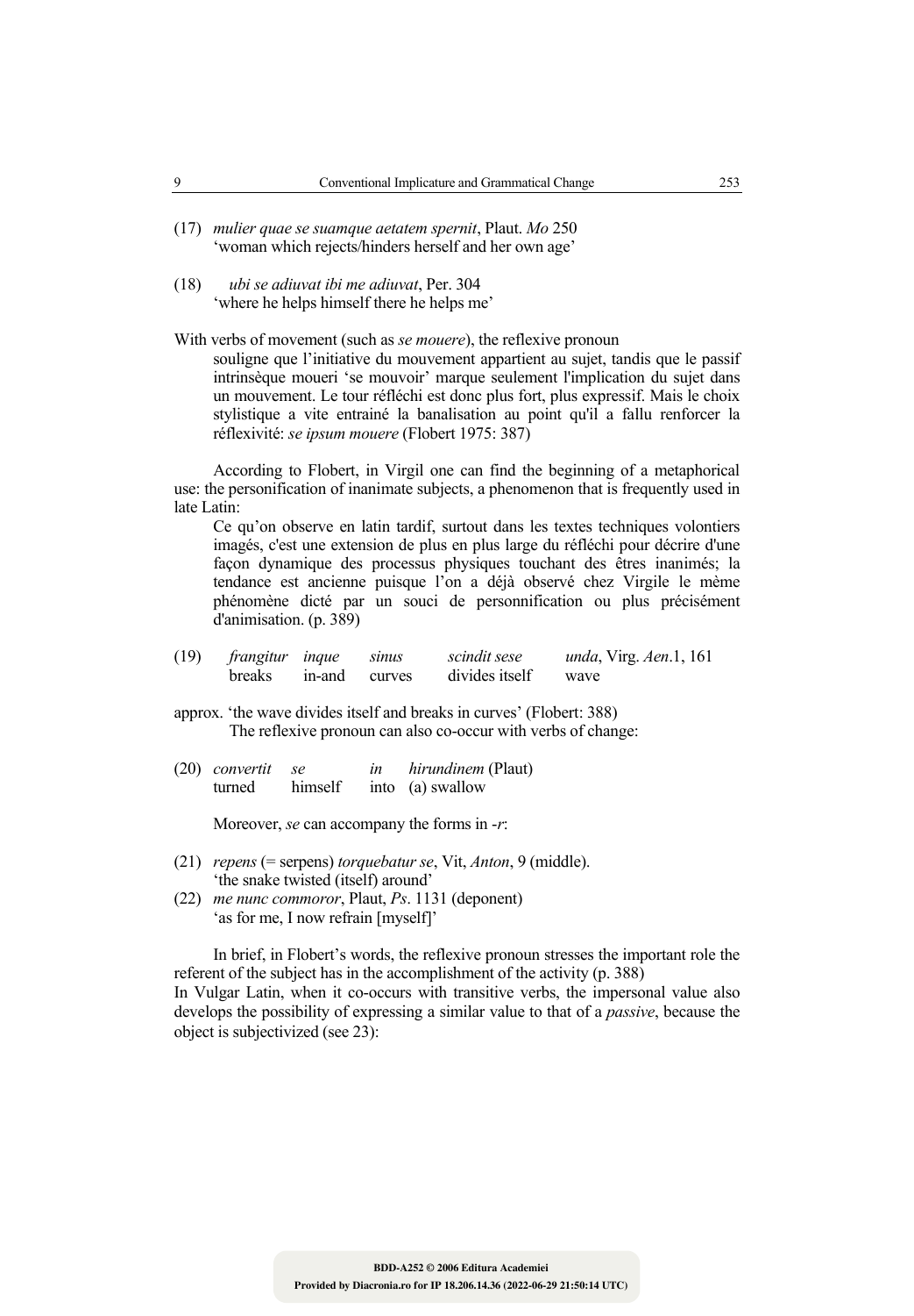(17) *mulier quae se suamque aetatem sprenit*, Plaut. *Mo* 250
'woman which rejects/hinders herself and her own age'

(18) *ubi se adiuvat ibi me adiuvat*, Per. 304
'where he helps himself there he helps me'

With verbs of movement (such as *se mouere*), the reflexive pronoun

> souligne que l'initiative du mouvement appartient au sujet, tandis que le passif intrinsèque moueri 'se mouvoir' marque seulement l'implication du sujet dans un mouvement. Le tour réfléchi est donc plus fort, plus expressif. Mais le choix stylistique a vite entrainé la banalisation au point qu'il a fallu renforcer la réflexivité: *se ipsum mouere* (Flobert 1975: 387)

According to Flobert, in Virgil one can find the beginning of a metaphorical use: the personification of inanimate subjects, a phenomenon that is frequently used in late Latin:

> Ce qu'on observe en latin tardif, surtout dans les textes techniques volontiers imagés, c'est une extension de plus en plus large du réfléchi pour décrire d'une façon dynamique des processus physiques touchant des êtres inanimés; la tendance est ancienne puisque l'on a déjà observé chez Virgile le même phénomène dicté par un souci de personnification ou plus précisément d'animisation. (p. 389)

(19) *frangitur inque sinus scindit sese unda*, Virg. *Aen*.1, 161
breaks in-and curves divides itself wave

approx. 'the wave divides itself and breaks in curves' (Flobert: 388)

The reflexive pronoun can also co-occur with verbs of change:

(20) *convertit se in hirundinem* (Plaut)
turned himself into (a) swallow

Moreover, *se* can accompany the forms in *-r*:

(21) *repens* (= serpens) *torquebatur se*, Vit, *Anton*, 9 (middle).
'the snake twisted (itself) around'

(22) *me nunc commoror*, Plaut, *Ps*. 1131 (deponent)
'as for me, I now refrain [myself]'

In brief, in Flobert's words, the reflexive pronoun stresses the important role the referent of the subject has in the accomplishment of the activity (p. 388)

In Vulgar Latin, when it co-occurs with transitive verbs, the impersonal value also develops the possibility of expressing a similar value to that of a *passive*, because the object is subjectivized (see 23):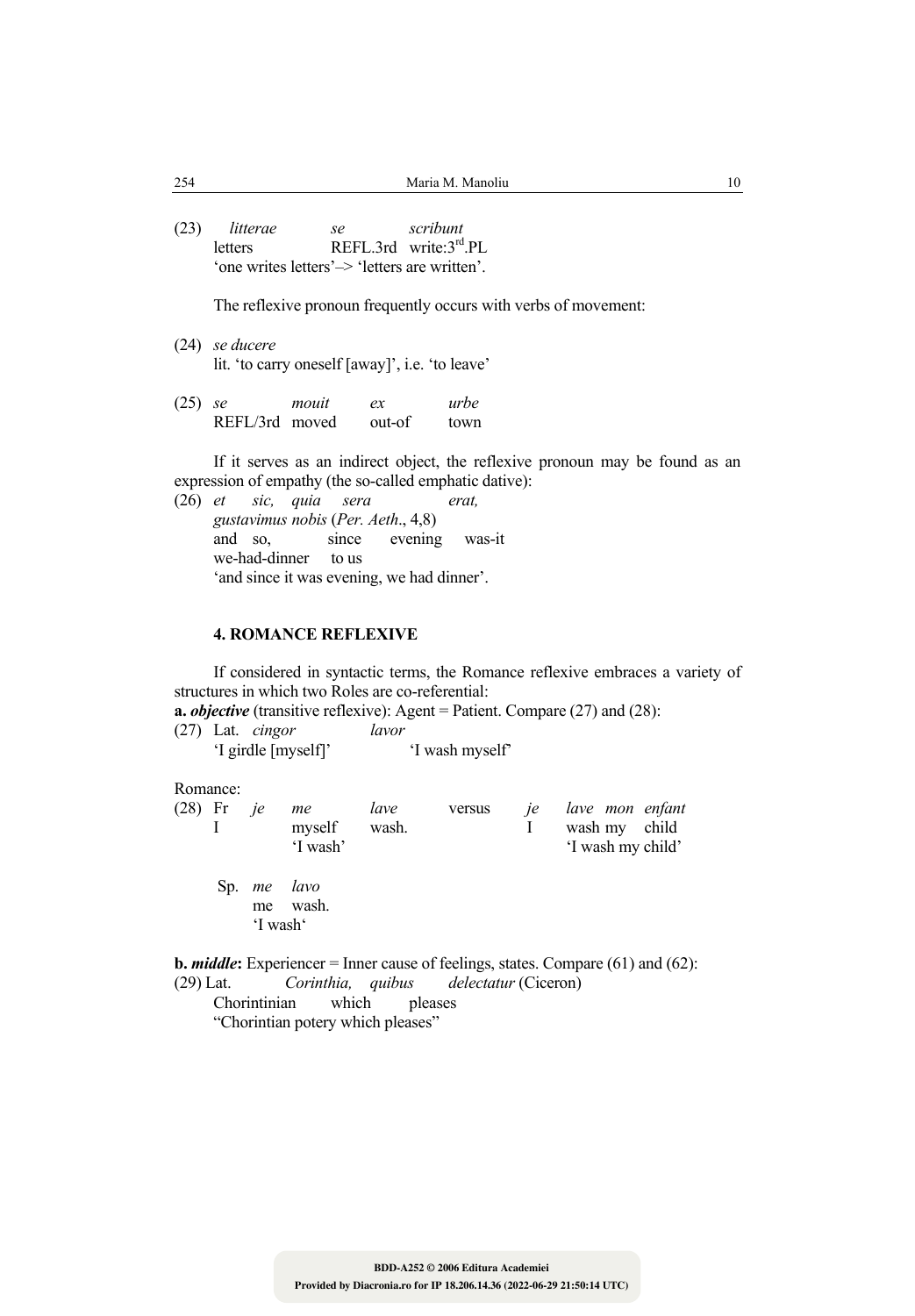(23) *litterae* *se* *scriburt*  
letters REFL.3rd write:3rd.PL  
'one writes letters'–> 'letters are written'.

The reflexive pronoun frequently occurs with verbs of movement:

(24) *se ducere*  
lit. 'to carry oneself [away]', i.e. 'to leave'

(25) *se* *mouit* *ex* *urbe*  
REFL/3rd moved out-of town

If it serves as an indirect object, the reflexive pronoun may be found as an expression of empathy (the so-called emphatic dative):

(26) *et sic, quia sera erat,*  
*gustavimus nobis* (*Per. Aeth*., 4,8)  
and so, since evening was-it  
we-had-dinner to us  
'and since it was evening, we had dinner'.

#### 4. ROMANCE REFLEXIVE

If considered in syntactic terms, the Romance reflexive embraces a variety of structures in which two Roles are co-referential:

**a.** ***objective*** (transitive reflexive): Agent = Patient. Compare (27) and (28):

(27) Lat. *cingor* *lavor*  
'I girdle [myself]' 'I wash myself'

Romance:

(28) Fr *je* *me* *lave* versus *je* *lave mon enfant*  
I myself wash. I wash my child  
'I wash' 'I wash my child'

Sp. *me* *lavo*  
me wash.  
'I wash'

**b.** ***middle*****:** Experiencer = Inner cause of feelings, states. Compare (61) and (62):

(29) Lat. *Corinthia, quibus delectatur* (Ciceron)  
Chorintinian which pleases  
"Chorintian potery which pleases"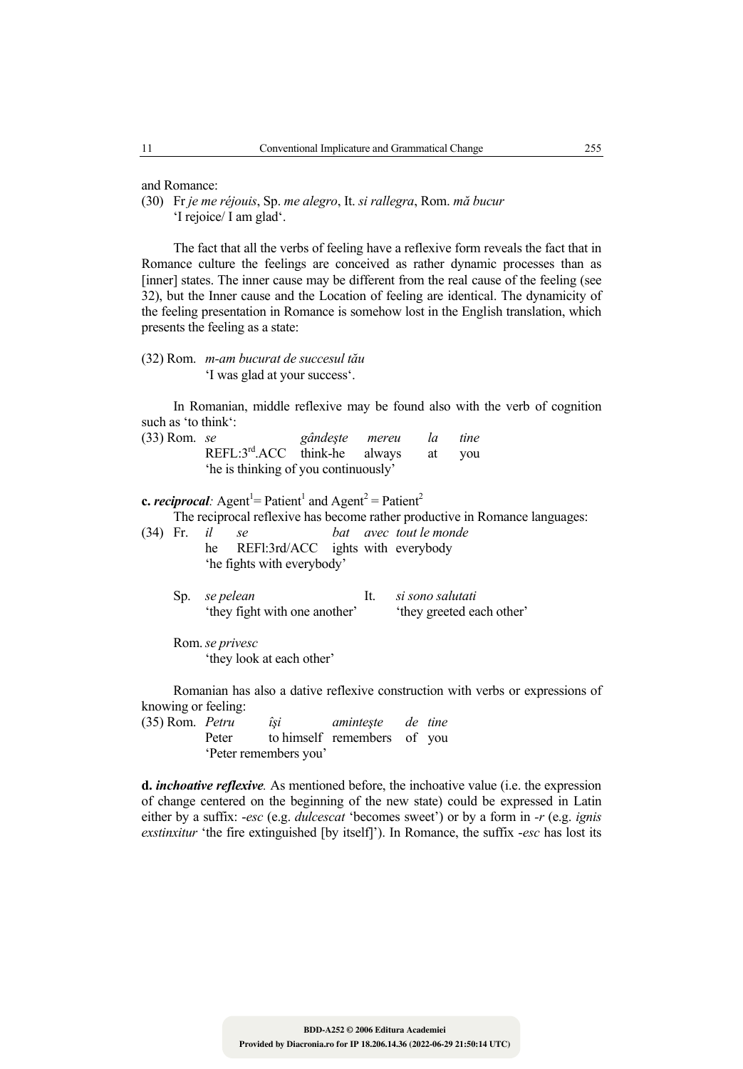and Romance:

(30) Fr *je me réjouis*, Sp. *me alegro*, It. *si rallegra*, Rom. *mă bucur*
'I rejoice/ I am glad'.

The fact that all the verbs of feeling have a reflexive form reveals the fact that in Romance culture the feelings are conceived as rather dynamic processes than as [inner] states. The inner cause may be different from the real cause of the feeling (see 32), but the Inner cause and the Location of feeling are identical. The dynamicity of the feeling presentation in Romance is somehow lost in the English translation, which presents the feeling as a state:

(32) Rom. *m-am bucurat de succesul tău*
'I was glad at your success'.

In Romanian, middle reflexive may be found also with the verb of cognition such as 'to think':

(33) Rom. *se* *gândeşte* *mereu* *la* *tine*
REFL:3rd.ACC think-he always at you
'he is thinking of you continuously'

**c. *reciprocal*:** Agent[1]= Patient[1] and Agent[2] = Patient[2]

The reciprocal reflexive has become rather productive in Romance languages:

(34) Fr. *il* *se* *bat* *avec* *tout le monde*
he REFl:3rd/ACC ights with everybody
'he fights with everybody'

Sp. *se pelean*
'they fight with one another'

It. *si sono salutati*
'they greeted each other'

Rom. *se privesc*
'they look at each other'

Romanian has also a dative reflexive construction with verbs or expressions of knowing or feeling:

(35) Rom. *Petru* *îşi* *aminteşte* *de* *tine*
Peter to himself remembers of you
'Peter remembers you'

**d. *inchoative reflexive*.** As mentioned before, the inchoative value (i.e. the expression of change centered on the beginning of the new state) could be expressed in Latin either by a suffix: *-esc* (e.g. *dulcescat* 'becomes sweet') or by a form in *-r* (e.g. *ignis exstinxitur* 'the fire extinguished [by itself]'). In Romance, the suffix *-esc* has lost its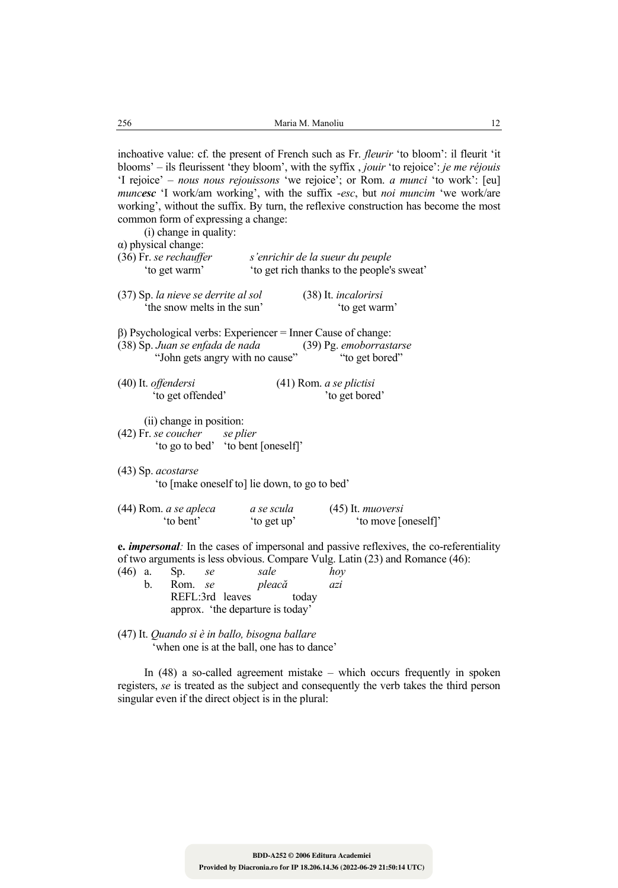inchoative value: cf. the present of French such as Fr. *fleurir* 'to bloom': il fleurit 'it blooms' – ils fleurissent 'they bloom', with the syffix , *jouir* 'to rejoice': *je me réjouis* 'I rejoice' – *nous nous rejouissons* 'we rejoice'; or Rom. *a munci* 'to work': [eu] *munc**esc*** 'I work/am working', with the suffix -*esc*, but *noi muncim* 'we work/are working', without the suffix. By turn, the reflexive construction has become the most common form of expressing a change:

(i) change in quality:

α) physical change:

(36) Fr. *se rechauffer* 'to get warm' *s'enrichir de la sueur du peuple* 'to get rich thanks to the people's sweat'

(37) Sp. *la nieve se derrite al sol* 'the snow melts in the sun' (38) It. *incalorirsi* 'to get warm'

β) Psychological verbs: Experiencer = Inner Cause of change:

(38) Sp. *Juan se enfada de nada* "John gets angry with no cause" (39) Pg. *emoborrastarse* "to get bored"

(40) It. *offendersi* 'to get offended' (41) Rom. *a se plictisi* 'to get bored'

(ii) change in position:

(42) Fr. *se coucher* 'to go to bed' *se plier* 'to bent [oneself]'

(43) Sp. *acostarse* 'to [make oneself to] lie down, to go to bed'

(44) Rom. *a se apleca* 'to bent' *a se scula* 'to get up' (45) It. *muoversi* 'to move [oneself]'

**e. *impersonal:*** In the cases of impersonal and passive reflexives, the co-referentiality of two arguments is less obvious. Compare Vulg. Latin (23) and Romance (46):

(46) a. Sp. *se* *sale* *hoy*
b. Rom. *se* *pleacă* *azi*
REFL:3rd leaves today
approx. 'the departure is today'

(47) It. *Quando si è in ballo, bisogna ballare*
'when one is at the ball, one has to dance'

In (48) a so-called agreement mistake – which occurs frequently in spoken registers, *se* is treated as the subject and consequently the verb takes the third person singular even if the direct object is in the plural: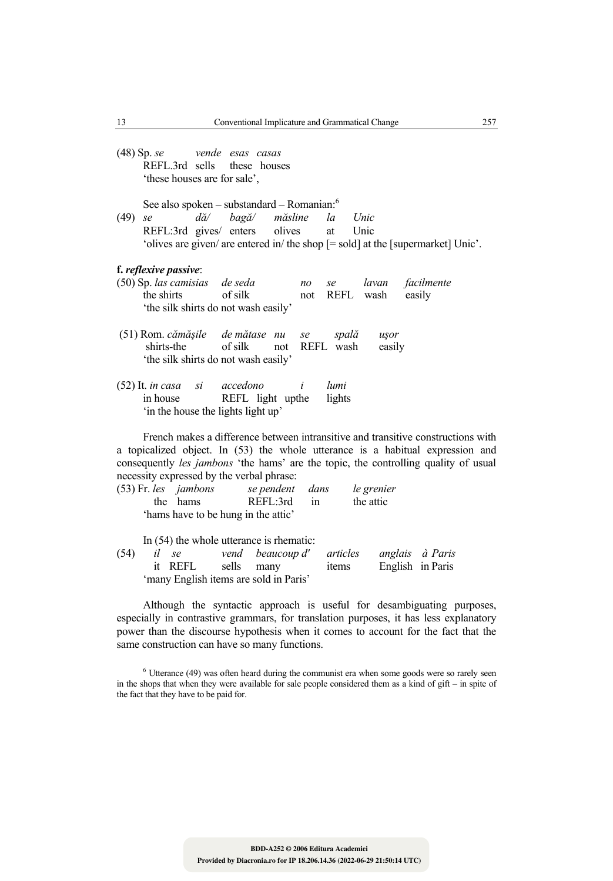(48) Sp. *se* *vende* *esas* *casas*
REFL.3rd sells these houses
'these houses are for sale',

See also spoken – substandard – Romanian:[6]

(49) *se* *dă/* *bagă/* *măsline* *la* *Unic*
REFL:3rd gives/ enters olives at Unic
'olives are given/ are entered in/ the shop [= sold] at the [supermarket] Unic'.

**f. *reflexive passive***:

(50) Sp. *las camisias* *de seda* *no* *se* *lavan* *facilmente*
the shirts of silk not REFL wash easily
'the silk shirts do not wash easily'

(51) Rom. *cămăşile* *de mătase* *nu* *se* *spală* *uşor*
shirts-the of silk not REFL wash easily
'the silk shirts do not wash easily'

(52) It. *in casa* *si* *accedono* *i* *lumi*
in house REFL light upthe lights
'in the house the lights light up'

French makes a difference between intransitive and transitive constructions with a topicalized object. In (53) the whole utterance is a habitual expression and consequently *les jambons* 'the hams' are the topic, the controlling quality of usual necessity expressed by the verbal phrase:

(53) Fr. *les* *jambons* *se pendent* *dans* *le grenier*
the hams REFL:3rd in the attic
'hams have to be hung in the attic'

In (54) the whole utterance is rhematic:

(54) *il* *se* *vend* *beaucoup d'* *articles* *anglais* *à Paris*
it REFL sells many items English in Paris
'many English items are sold in Paris'

Although the syntactic approach is useful for desambiguating purposes, especially in contrastive grammars, for translation purposes, it has less explanatory power than the discourse hypothesis when it comes to account for the fact that the same construction can have so many functions.

[6] Utterance (49) was often heard during the communist era when some goods were so rarely seen in the shops that when they were available for sale people considered them as a kind of gift – in spite of the fact that they have to be paid for.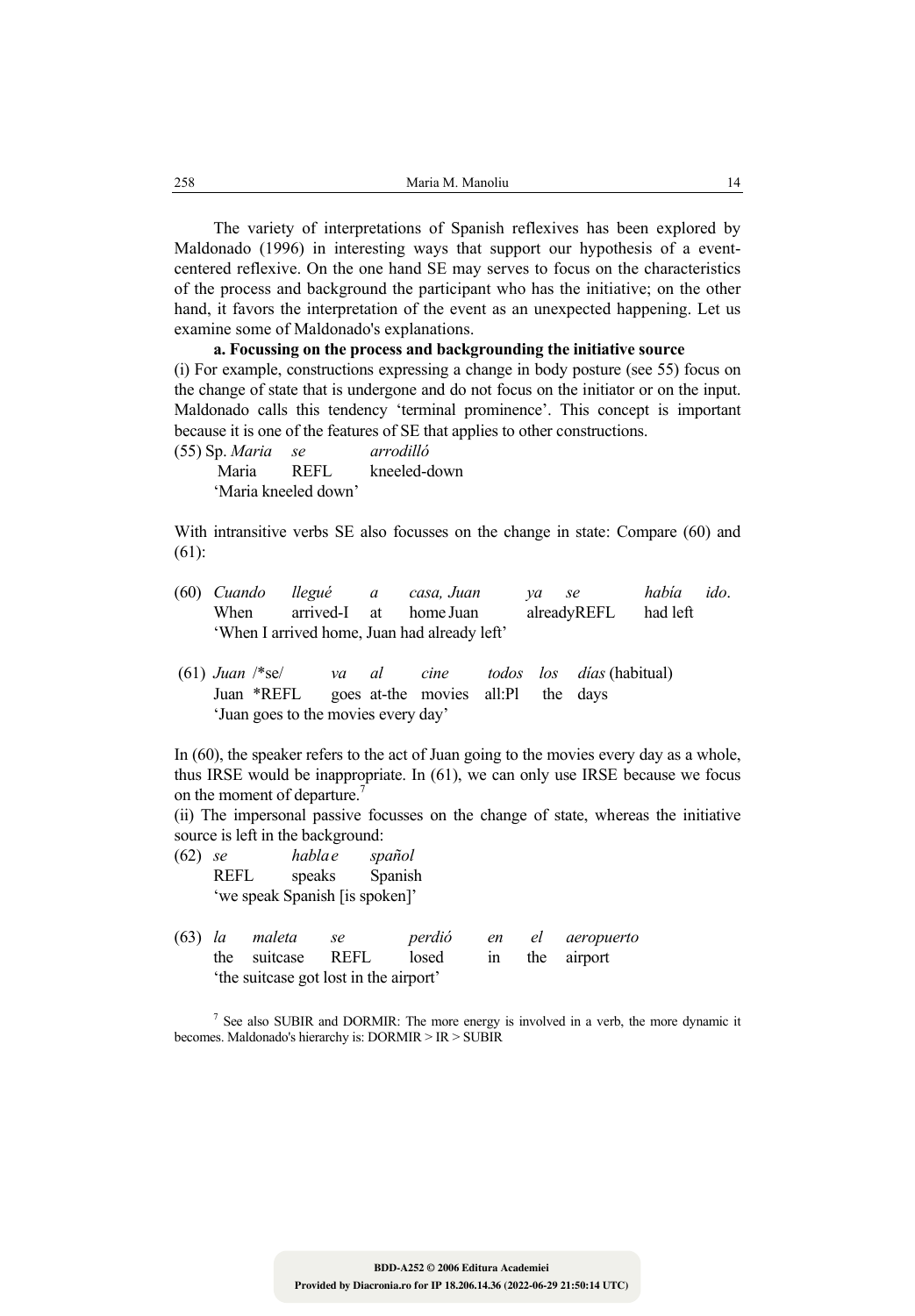The variety of interpretations of Spanish reflexives has been explored by Maldonado (1996) in interesting ways that support our hypothesis of a event-centered reflexive. On the one hand SE may serves to focus on the characteristics of the process and background the participant who has the initiative; on the other hand, it favors the interpretation of the event as an unexpected happening. Let us examine some of Maldonado's explanations.

**a. Focussing on the process and backgrounding the initiative source**

(i) For example, constructions expressing a change in body posture (see 55) focus on the change of state that is undergone and do not focus on the initiator or on the input. Maldonado calls this tendency 'terminal prominence'. This concept is important because it is one of the features of SE that applies to other constructions.

(55) Sp. *Maria* *se* *arrodilló*
Maria REFL kneeled-down
'Maria kneeled down'

With intransitive verbs SE also focusses on the change in state: Compare (60) and (61):

(60) *Cuando* *llegué* *a* *casa,* *Juan* *ya* *se* *había* *ido*.
When arrived-I at home Juan already REFL had left
'When I arrived home, Juan had already left'

(61) *Juan* /*se/ *va* *al* *cine* *todos* *los* *días* (habitual)
Juan *REFL goes at-the movies all:Pl the days
'Juan goes to the movies every day'

In (60), the speaker refers to the act of Juan going to the movies every day as a whole, thus IRSE would be inappropriate. In (61), we can only use IRSE because we focus on the moment of departure.[7]

(ii) The impersonal passive focusses on the change of state, whereas the initiative source is left in the background:

(62) *se* *habla e* *spañol*
REFL speaks Spanish
'we speak Spanish [is spoken]'

(63) *la* *maleta* *se* *perdió* *en* *el* *aeropuerto*
the suitcase REFL losed in the airport
'the suitcase got lost in the airport'

[7] See also SUBIR and DORMIR: The more energy is involved in a verb, the more dynamic it becomes. Maldonado's hierarchy is: DORMIR > IR > SUBIR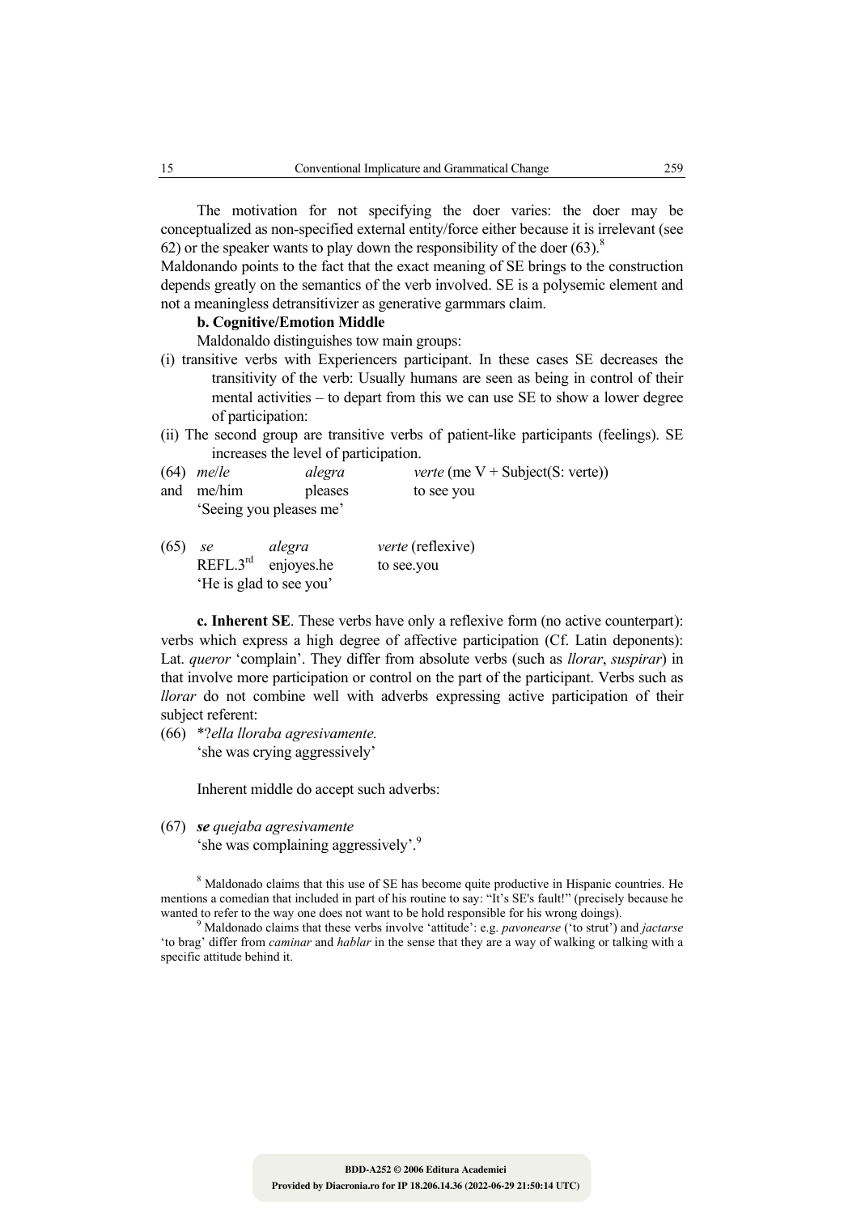The motivation for not specifying the doer varies: the doer may be conceptualized as non-specified external entity/force either because it is irrelevant (see 62) or the speaker wants to play down the responsibility of the doer (63).[8]

Maldonando points to the fact that the exact meaning of SE brings to the construction depends greatly on the semantics of the verb involved. SE is a polysemic element and not a meaningless detransitivizer as generative garmmars claim.

**b. Cognitive/Emotion Middle**

Maldonaldo distinguishes tow main groups:

(i) transitive verbs with Experiencers participant. In these cases SE decreases the transitivity of the verb: Usually humans are seen as being in control of their mental activities – to depart from this we can use SE to show a lower degree of participation:

(ii) The second group are transitive verbs of patient-like participants (feelings). SE increases the level of participation.

(64) *me*/*le* *alegra* *verte* (me V + Subject(S: verte))
and me/him pleases to see you
'Seeing you pleases me'

(65) *se* *alegra* *verte* (reflexive)
REFL.3[rd] enjoyes.he to see.you
'He is glad to see you'

**c. Inherent SE**. These verbs have only a reflexive form (no active counterpart): verbs which express a high degree of affective participation (Cf. Latin deponents): Lat. *queror* 'complain'. They differ from absolute verbs (such as *llorar*, *suspirar*) in that involve more participation or control on the part of the participant. Verbs such as *llorar* do not combine well with adverbs expressing active participation of their subject referent:

(66) \*?*ella lloraba agresivamente.*
'she was crying aggressively'

Inherent middle do accept such adverbs:

(67) ***se*** *quejaba agresivamente*
'she was complaining aggressively'.[9]

[8] Maldonado claims that this use of SE has become quite productive in Hispanic countries. He mentions a comedian that included in part of his routine to say: "It's SE's fault!" (precisely because he wanted to refer to the way one does not want to be hold responsible for his wrong doings).

[9] Maldonado claims that these verbs involve 'attitude': e.g. *pavonearse* ('to strut') and *jactarse* 'to brag' differ from *caminar* and *hablar* in the sense that they are a way of walking or talking with a specific attitude behind it.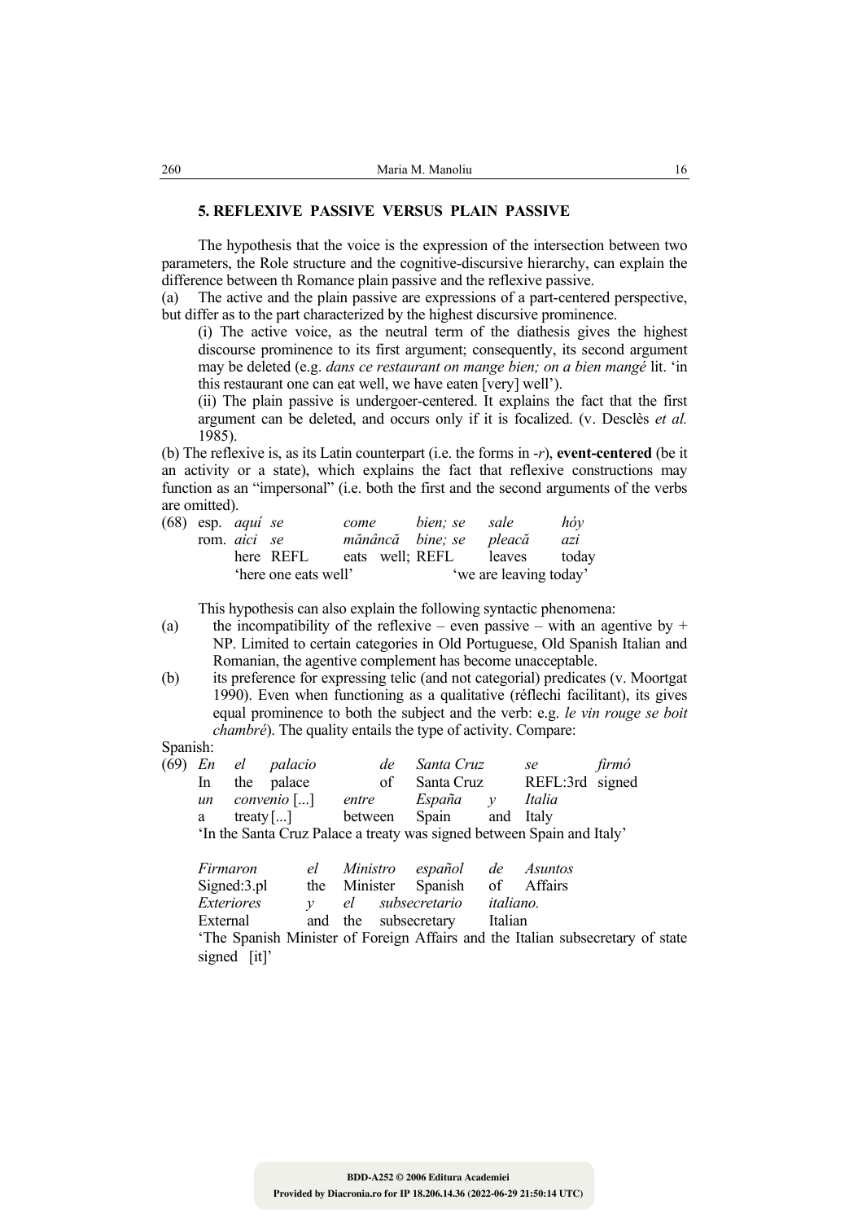### 5. REFLEXIVE PASSIVE VERSUS PLAIN PASSIVE

The hypothesis that the voice is the expression of the intersection between two parameters, the Role structure and the cognitive-discursive hierarchy, can explain the difference between th Romance plain passive and the reflexive passive.

(a) The active and the plain passive are expressions of a part-centered perspective, but differ as to the part characterized by the highest discursive prominence.

(i) The active voice, as the neutral term of the diathesis gives the highest discourse prominence to its first argument; consequently, its second argument may be deleted (e.g. *dans ce restaurant on mange bien; on a bien mangé* lit. 'in this restaurant one can eat well, we have eaten [very] well').

(ii) The plain passive is undergoer-centered. It explains the fact that the first argument can be deleted, and occurs only if it is focalized. (v. Desclès *et al.* 1985).

(b) The reflexive is, as its Latin counterpart (i.e. the forms in *-r*), **event-centered** (be it an activity or a state), which explains the fact that reflexive constructions may function as an "impersonal" (i.e. both the first and the second arguments of the verbs are omitted).

(68) esp. *aquí se come bien; se sale hóy*
rom. *aici se mănâncă bine; se pleacă azi*
here REFL eats well; REFL leaves today
'here one eats well' 'we are leaving today'

This hypothesis can also explain the following syntactic phenomena:

(a) the incompatibility of the reflexive – even passive – with an agentive by + NP. Limited to certain categories in Old Portuguese, Old Spanish Italian and Romanian, the agentive complement has become unacceptable.

(b) its preference for expressing telic (and not categorial) predicates (v. Moortgat 1990). Even when functioning as a qualitative (réflechi facilitant), its gives equal prominence to both the subject and the verb: e.g. *le vin rouge se boit chambré*). The quality entails the type of activity. Compare:

Spanish:

(69) *En el palacio de Santa Cruz se firmó*
In the palace of Santa Cruz REFL:3rd signed
*un convenio* [...] *entre España y Italia*
a treaty [...] between Spain and Italy
'In the Santa Cruz Palace a treaty was signed between Spain and Italy'

*Firmaron el Ministro español de Asuntos*
Signed:3.pl the Minister Spanish of Affairs
*Exteriores y el subsecretario italiano.*
External and the subsecretary Italian
'The Spanish Minister of Foreign Affairs and the Italian subsecretary of state signed [it]'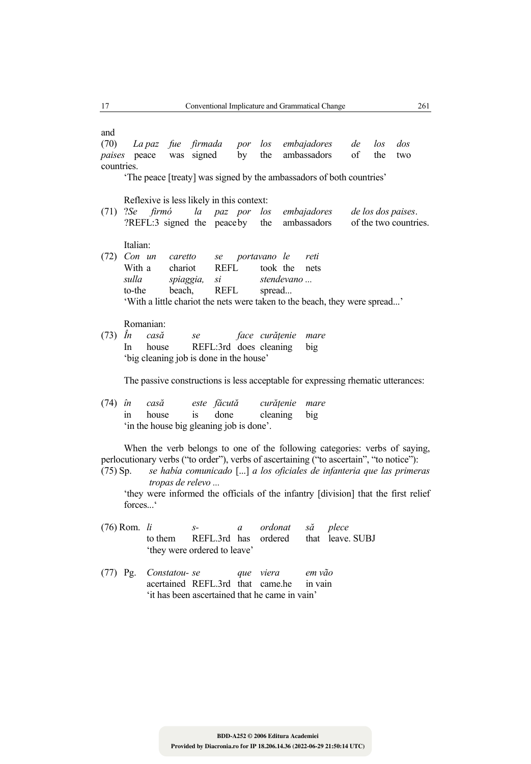and

(70) *La paz fue firmada por los embajadores de los dos paises* peace was signed by the ambassadors of the two countries.

'The peace [treaty] was signed by the ambassadors of both countries'

Reflexive is less likely in this context:

(71) ?*Se firmó la paz por los embajadores de los dos paises*.
?REFL:3 signed the peace by the ambassadors of the two countries.

Italian:

(72) *Con un caretto se portavano le reti*
With a chariot REFL took the nets
*sulla spiaggia, si stendevano ...*
to-the beach, REFL spread...
'With a little chariot the nets were taken to the beach, they were spread...'

Romanian:

(73) *În casă se face curățenie mare*
In house REFL:3rd does cleaning big
'big cleaning job is done in the house'

The passive constructions is less acceptable for expressing rhematic utterances:

(74) *în casă este făcută curățenie mare*
in house is done cleaning big
'in the house big gleaning job is done'.

When the verb belongs to one of the following categories: verbs of saying, perlocutionary verbs ("to order"), verbs of ascertaining ("to ascertain", "to notice"):

(75) Sp. *se había comunicado* [...] *a los oficiales de infanteria que las primeras tropas de relevo ...*
'they were informed the officials of the infantry [division] that the first relief forces...'

(76) Rom. *li s- a ordonat să plece*
to them REFL.3rd has ordered that leave. SUBJ
'they were ordered to leave'

(77) Pg. *Constatou- se que viera em vão*
acertained REFL.3rd that came.he in vain
'it has been ascertained that he came in vain'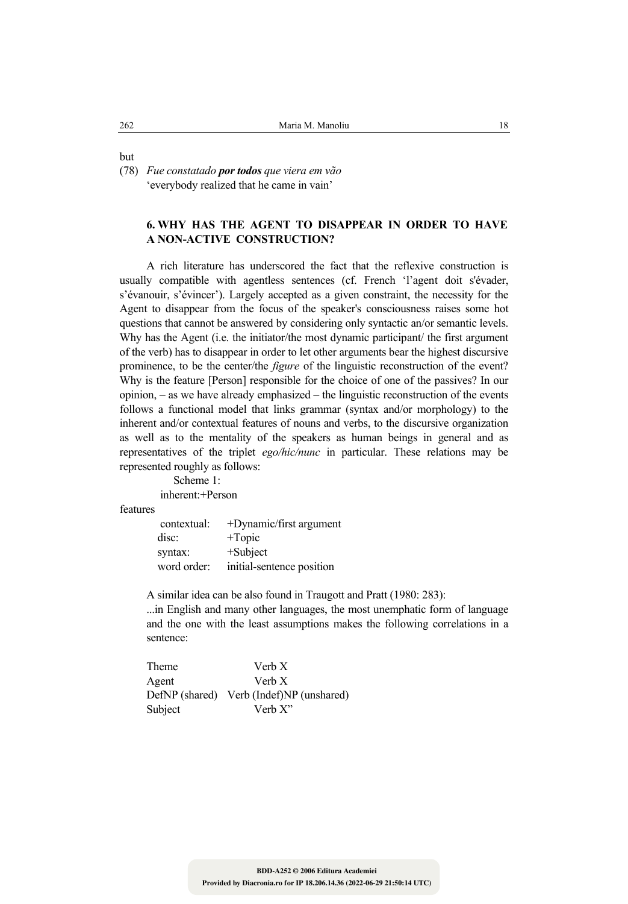but

(78) *Fue constatado* ***por todos*** *que viera em vão*
'everybody realized that he came in vain'

## 6. WHY HAS THE AGENT TO DISAPPEAR IN ORDER TO HAVE A NON-ACTIVE CONSTRUCTION?

A rich literature has underscored the fact that the reflexive construction is usually compatible with agentless sentences (cf. French 'l'agent doit s'évader, s'évanouir, s'évincer'). Largely accepted as a given constraint, the necessity for the Agent to disappear from the focus of the speaker's consciousness raises some hot questions that cannot be answered by considering only syntactic an/or semantic levels. Why has the Agent (i.e. the initiator/the most dynamic participant/ the first argument of the verb) has to disappear in order to let other arguments bear the highest discursive prominence, to be the center/the *figure* of the linguistic reconstruction of the event? Why is the feature [Person] responsible for the choice of one of the passives? In our opinion, – as we have already emphasized – the linguistic reconstruction of the events follows a functional model that links grammar (syntax and/or morphology) to the inherent and/or contextual features of nouns and verbs, to the discursive organization as well as to the mentality of the speakers as human beings in general and as representatives of the triplet *ego/hic/nunc* in particular. These relations may be represented roughly as follows:

Scheme 1:

| | | |
|---|---|---|
| features | inherent: | +Person |
| | contextual: | +Dynamic/first argument |
| | disc: | +Topic |
| | syntax: | +Subject |
| | word order: | initial-sentence position |

A similar idea can be also found in Traugott and Pratt (1980: 283):

> ...in English and many other languages, the most unemphatic form of language and the one with the least assumptions makes the following correlations in a sentence:
>
> | | |
> |---|---|
> | Theme | Verb X |
> | Agent | Verb X |
> | DefNP (shared) | Verb (Indef)NP (unshared) |
> | Subject | Verb X" |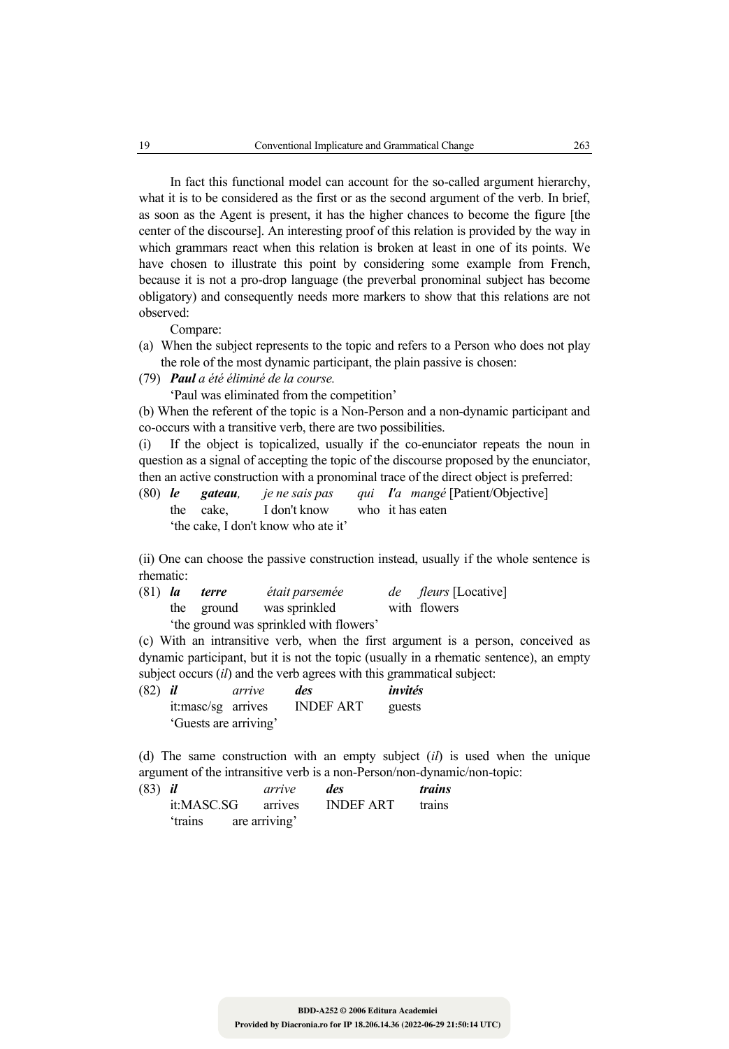In fact this functional model can account for the so-called argument hierarchy, what it is to be considered as the first or as the second argument of the verb. In brief, as soon as the Agent is present, it has the higher chances to become the figure [the center of the discourse]. An interesting proof of this relation is provided by the way in which grammars react when this relation is broken at least in one of its points. We have chosen to illustrate this point by considering some example from French, because it is not a pro-drop language (the preverbal pronominal subject has become obligatory) and consequently needs more markers to show that this relations are not observed:

Compare:

(a) When the subject represents to the topic and refers to a Person who does not play the role of the most dynamic participant, the plain passive is chosen:

(79) ***Paul*** *a été éliminé de la course.*
'Paul was eliminated from the competition'

(b) When the referent of the topic is a Non-Person and a non-dynamic participant and co-occurs with a transitive verb, there are two possibilities.

(i) If the object is topicalized, usually if the co-enunciator repeats the noun in question as a signal of accepting the topic of the discourse proposed by the enunciator, then an active construction with a pronominal trace of the direct object is preferred:

(80) ***le gateau,*** *je ne sais pas qui* ***l'****a mangé* [Patient/Objective]
the cake, I don't know who it has eaten
'the cake, I don't know who ate it'

(ii) One can choose the passive construction instead, usually if the whole sentence is rhematic:

(81) ***la terre*** *était parsemée de fleurs* [Locative]
the ground was sprinkled with flowers
'the ground was sprinkled with flowers'

(c) With an intransitive verb, when the first argument is a person, conceived as dynamic participant, but it is not the topic (usually in a rhematic sentence), an empty subject occurs (*il*) and the verb agrees with this grammatical subject:

(82) ***il*** *arrive* ***des invités***
it:masc/sg arrives INDEF ART guests
'Guests are arriving'

(d) The same construction with an empty subject (*il*) is used when the unique argument of the intransitive verb is a non-Person/non-dynamic/non-topic:

(83) ***il*** *arrive* ***des trains***
it:MASC.SG arrives INDEF ART trains
'trains are arriving'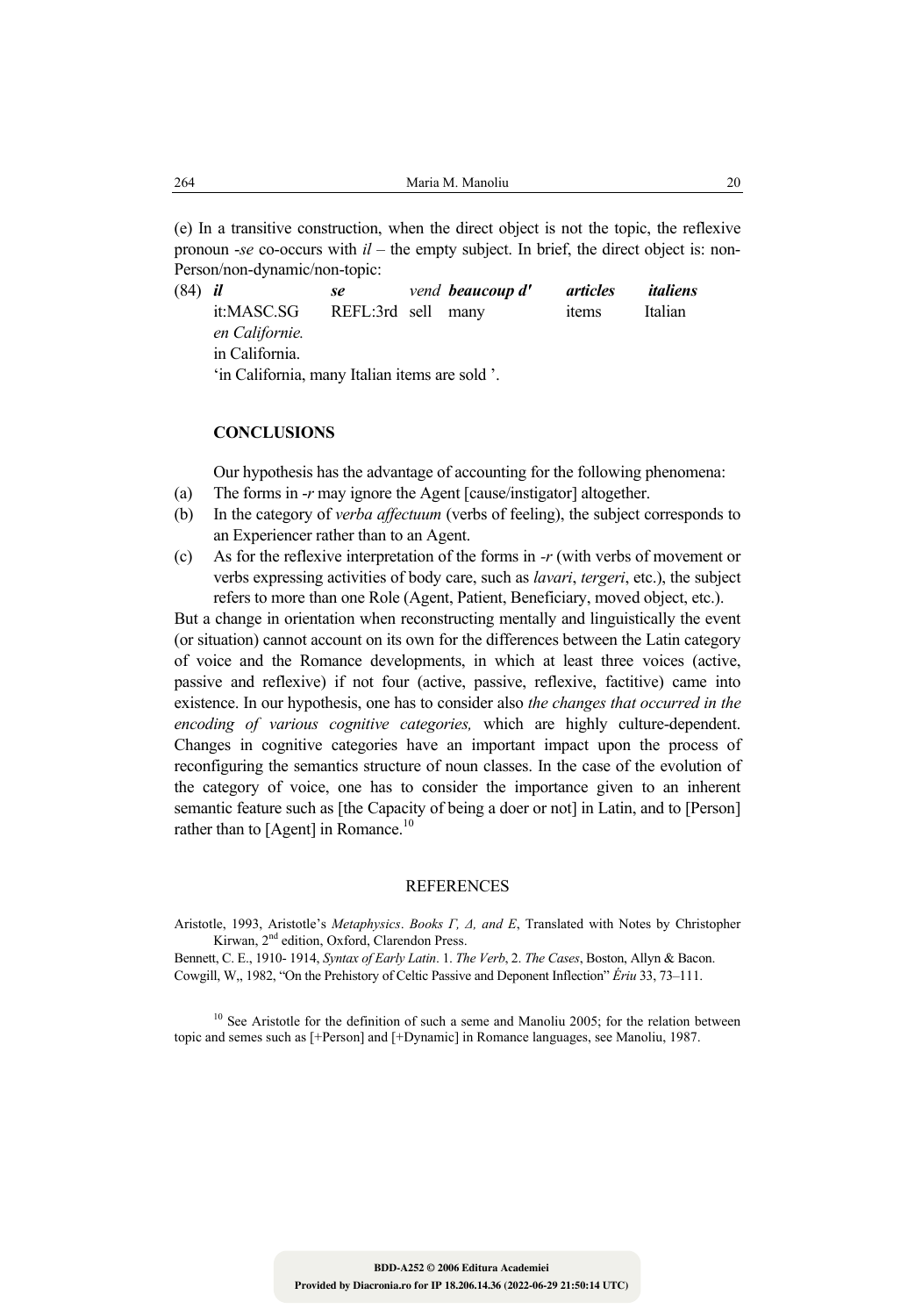(e) In a transitive construction, when the direct object is not the topic, the reflexive pronoun *-se* co-occurs with *il* – the empty subject. In brief, the direct object is: non-Person/non-dynamic/non-topic:

(84) ***il*** &nbsp;&nbsp;&nbsp;&nbsp;&nbsp;&nbsp;&nbsp;&nbsp;&nbsp;&nbsp;&nbsp;&nbsp;***se*** &nbsp;&nbsp;&nbsp;&nbsp;&nbsp;&nbsp;&nbsp;*vend* ***beaucoup d'*** &nbsp;&nbsp;&nbsp;***articles*** &nbsp;&nbsp;&nbsp;***italiens***
it:MASC.SG &nbsp;&nbsp;REFL:3rd sell &nbsp;many &nbsp;&nbsp;&nbsp;&nbsp;&nbsp;&nbsp;&nbsp;&nbsp;&nbsp;&nbsp;&nbsp;&nbsp;&nbsp;&nbsp;items &nbsp;&nbsp;&nbsp;&nbsp;&nbsp;&nbsp;Italian
*en Californie.*
in California.
'in California, many Italian items are sold '.

## CONCLUSIONS

Our hypothesis has the advantage of accounting for the following phenomena:

(a) The forms in *-r* may ignore the Agent [cause/instigator] altogether.
(b) In the category of *verba affectuum* (verbs of feeling), the subject corresponds to an Experiencer rather than to an Agent.
(c) As for the reflexive interpretation of the forms in *-r* (with verbs of movement or verbs expressing activities of body care, such as *lavari*, *tergeri*, etc.), the subject refers to more than one Role (Agent, Patient, Beneficiary, moved object, etc.).

But a change in orientation when reconstructing mentally and linguistically the event (or situation) cannot account on its own for the differences between the Latin category of voice and the Romance developments, in which at least three voices (active, passive and reflexive) if not four (active, passive, reflexive, factitive) came into existence. In our hypothesis, one has to consider also *the changes that occurred in the encoding of various cognitive categories,* which are highly culture-dependent. Changes in cognitive categories have an important impact upon the process of reconfiguring the semantics structure of noun classes. In the case of the evolution of the category of voice, one has to consider the importance given to an inherent semantic feature such as [the Capacity of being a doer or not] in Latin, and to [Person] rather than to [Agent] in Romance.[10]

## REFERENCES

Aristotle, 1993, Aristotle's *Metaphysics*. *Books Γ, Δ, and E*, Translated with Notes by Christopher Kirwan, 2nd edition, Oxford, Clarendon Press.

Bennett, C. E., 1910- 1914, *Syntax of Early Latin*. 1. *The Verb*, 2. *The Cases*, Boston, Allyn & Bacon.

Cowgill, W,, 1982, "On the Prehistory of Celtic Passive and Deponent Inflection" *Ériu* 33, 73–111.

[10] See Aristotle for the definition of such a seme and Manoliu 2005; for the relation between topic and semes such as [+Person] and [+Dynamic] in Romance languages, see Manoliu, 1987.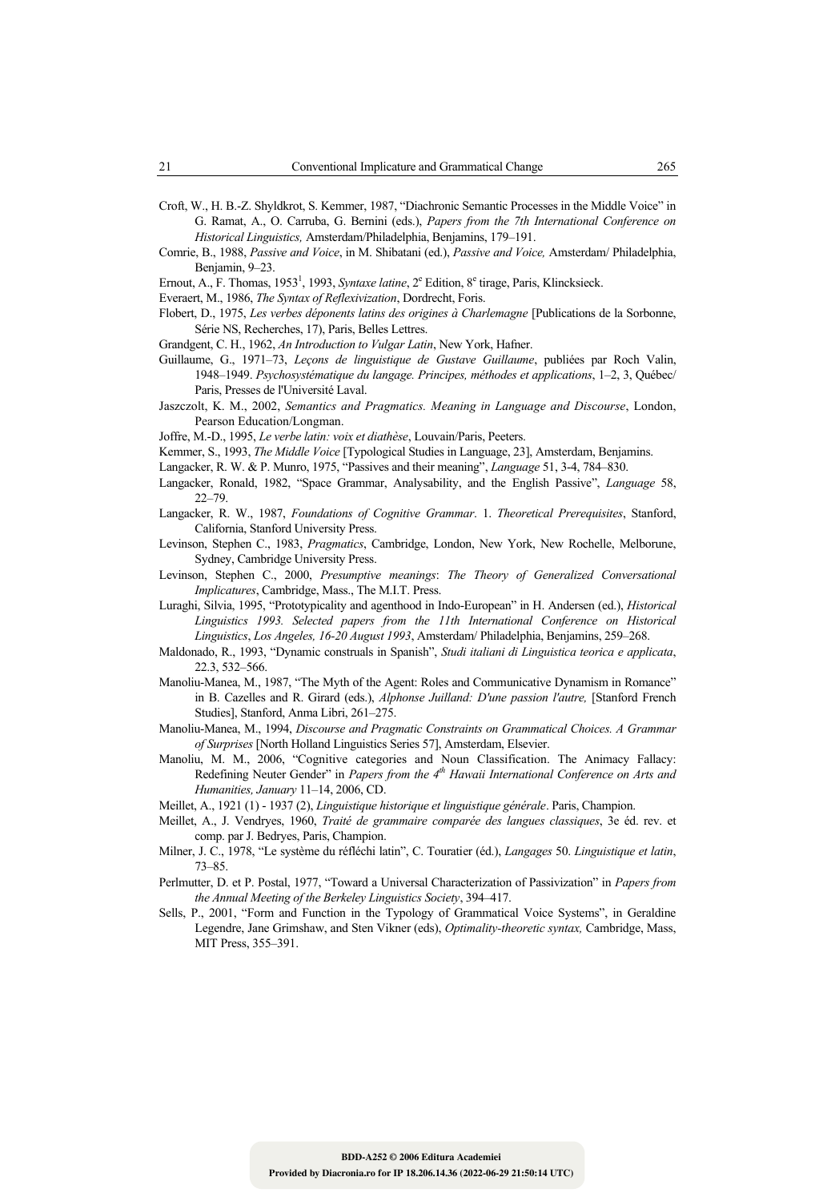Croft, W., H. B.-Z. Shyldkrot, S. Kemmer, 1987, "Diachronic Semantic Processes in the Middle Voice" in G. Ramat, A., O. Carruba, G. Bernini (eds.), *Papers from the 7th International Conference on Historical Linguistics,* Amsterdam/Philadelphia, Benjamins, 179–191.

Comrie, B., 1988, *Passive and Voice*, in M. Shibatani (ed.), *Passive and Voice,* Amsterdam/ Philadelphia, Benjamin, 9–23.

Ernout, A., F. Thomas, 1953[1], 1993, *Syntaxe latine*, 2e Edition, 8e tirage, Paris, Klincksieck.

Everaert, M., 1986, *The Syntax of Reflexivization*, Dordrecht, Foris.

Flobert, D., 1975, *Les verbes déponents latins des origines à Charlemagne* [Publications de la Sorbonne, Série NS, Recherches, 17), Paris, Belles Lettres.

Grandgent, C. H., 1962, *An Introduction to Vulgar Latin*, New York, Hafner.

Guillaume, G., 1971–73, *Leçons de linguistique de Gustave Guillaume*, publiées par Roch Valin, 1948–1949. *Psychosystématique du langage. Principes, méthodes et applications*, 1–2, 3, Québec/ Paris, Presses de l'Université Laval.

Jaszczolt, K. M., 2002, *Semantics and Pragmatics. Meaning in Language and Discourse*, London, Pearson Education/Longman.

Joffre, M.-D., 1995, *Le verbe latin: voix et diathèse*, Louvain/Paris, Peeters.

Kemmer, S., 1993, *The Middle Voice* [Typological Studies in Language, 23], Amsterdam, Benjamins.

Langacker, R. W. & P. Munro, 1975, "Passives and their meaning", *Language* 51, 3-4, 784–830.

Langacker, Ronald, 1982, "Space Grammar, Analysability, and the English Passive", *Language* 58, 22–79.

Langacker, R. W., 1987, *Foundations of Cognitive Grammar*. 1. *Theoretical Prerequisites*, Stanford, California, Stanford University Press.

Levinson, Stephen C., 1983, *Pragmatics*, Cambridge, London, New York, New Rochelle, Melborune, Sydney, Cambridge University Press.

Levinson, Stephen C., 2000, *Presumptive meanings*: *The Theory of Generalized Conversational Implicatures*, Cambridge, Mass., The M.I.T. Press.

Luraghi, Silvia, 1995, "Prototypicality and agenthood in Indo-European" in H. Andersen (ed.), *Historical Linguistics 1993. Selected papers from the 11th International Conference on Historical Linguistics*, *Los Angeles, 16-20 August 1993*, Amsterdam/ Philadelphia, Benjamins, 259–268.

Maldonado, R., 1993, "Dynamic construals in Spanish", *Studi italiani di Linguistica teorica e applicata*, 22.3, 532–566.

Manoliu-Manea, M., 1987, "The Myth of the Agent: Roles and Communicative Dynamism in Romance" in B. Cazelles and R. Girard (eds.), *Alphonse Juilland: D'une passion l'autre,* [Stanford French Studies], Stanford, Anma Libri, 261–275.

Manoliu-Manea, M., 1994, *Discourse and Pragmatic Constraints on Grammatical Choices. A Grammar of Surprises* [North Holland Linguistics Series 57], Amsterdam, Elsevier.

Manoliu, M. M., 2006, "Cognitive categories and Noun Classification. The Animacy Fallacy: Redefining Neuter Gender" in *Papers from the 4th Hawaii International Conference on Arts and Humanities, January* 11–14, 2006, CD.

Meillet, A., 1921 (1) - 1937 (2), *Linguistique historique et linguistique générale*. Paris, Champion.

Meillet, A., J. Vendryes, 1960, *Traité de grammaire comparée des langues classiques*, 3e éd. rev. et comp. par J. Bedryes, Paris, Champion.

Milner, J. C., 1978, "Le système du réfléchi latin", C. Touratier (éd.), *Langages* 50. *Linguistique et latin*, 73–85.

Perlmutter, D. et P. Postal, 1977, "Toward a Universal Characterization of Passivization" in *Papers from the Annual Meeting of the Berkeley Linguistics Society*, 394–417.

Sells, P., 2001, "Form and Function in the Typology of Grammatical Voice Systems", in Geraldine Legendre, Jane Grimshaw, and Sten Vikner (eds), *Optimality-theoretic syntax,* Cambridge, Mass, MIT Press, 355–391.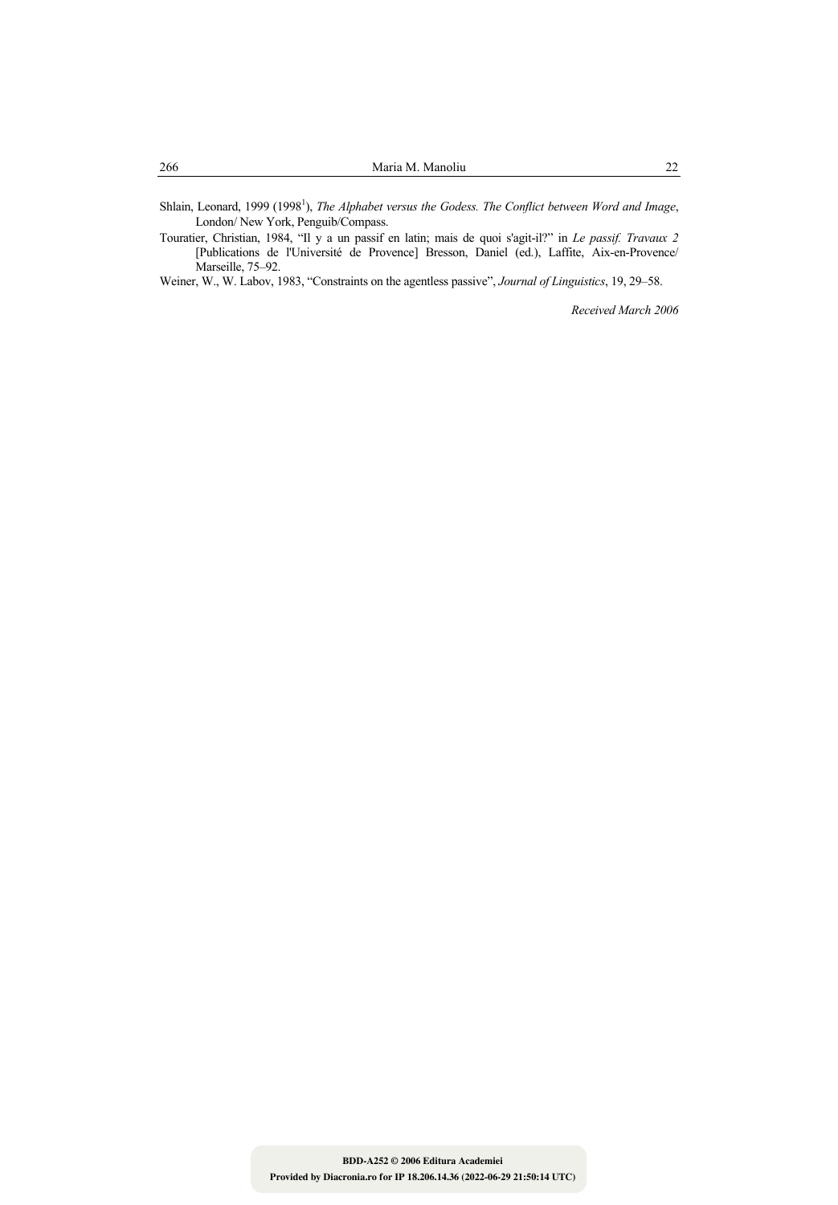Shlain, Leonard, 1999 (1998[1]), *The Alphabet versus the Godess. The Conflict between Word and Image*, London/ New York, Penguib/Compass.

Touratier, Christian, 1984, "Il y a un passif en latin; mais de quoi s'agit-il?" in *Le passif. Travaux 2* [Publications de l'Université de Provence] Bresson, Daniel (ed.), Laffite, Aix-en-Provence/ Marseille, 75–92.

Weiner, W., W. Labov, 1983, "Constraints on the agentless passive", *Journal of Linguistics*, 19, 29–58.

*Received March 2006*

**BDD-A252 © 2006 Editura Academiei**
**Provided by Diacronia.ro for IP 18.206.14.36 (2022-06-29 21:50:14 UTC)**